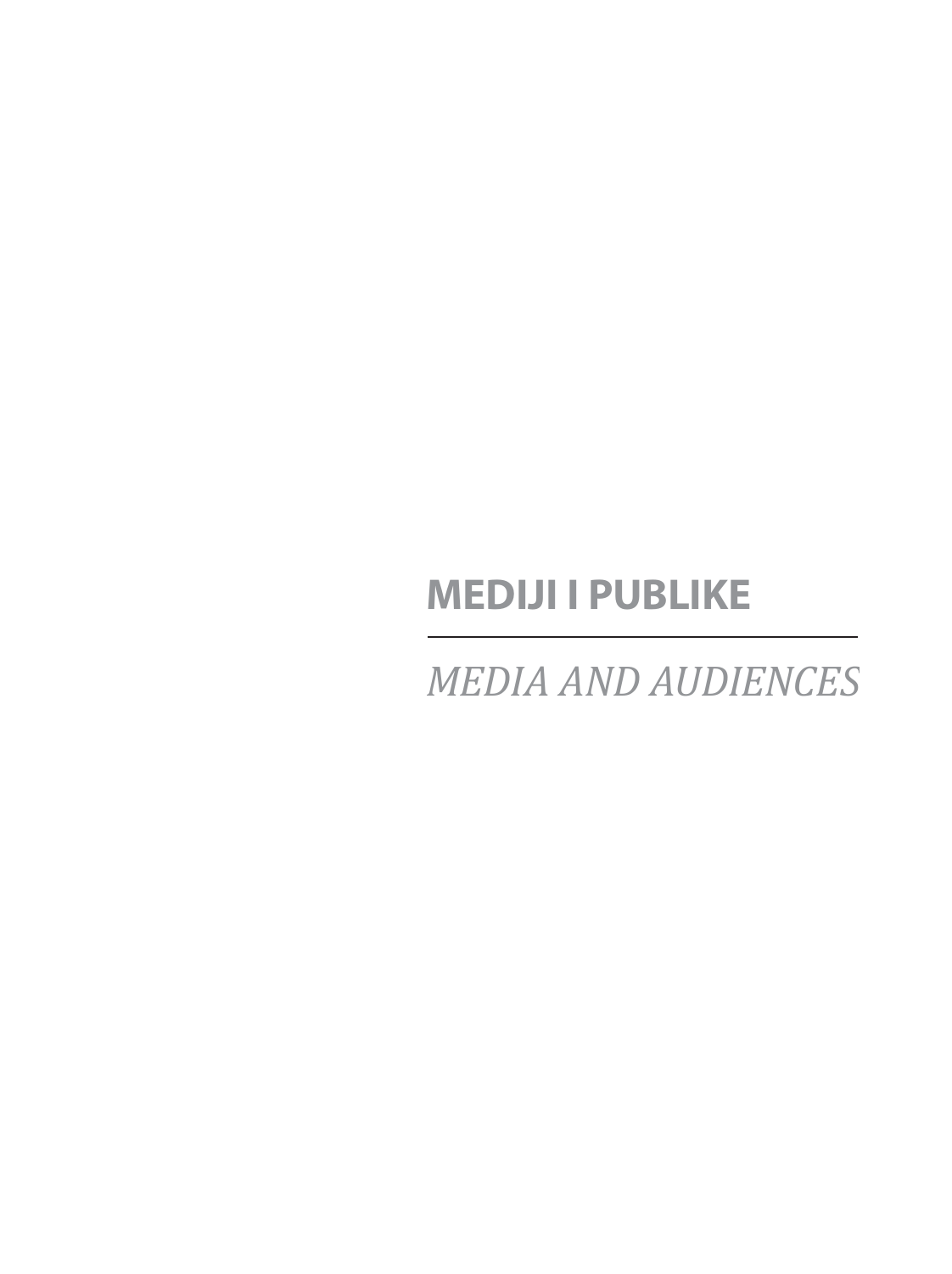# MEDIJI I PUBLIKE

---

*MEDIA AND AUDIENCES*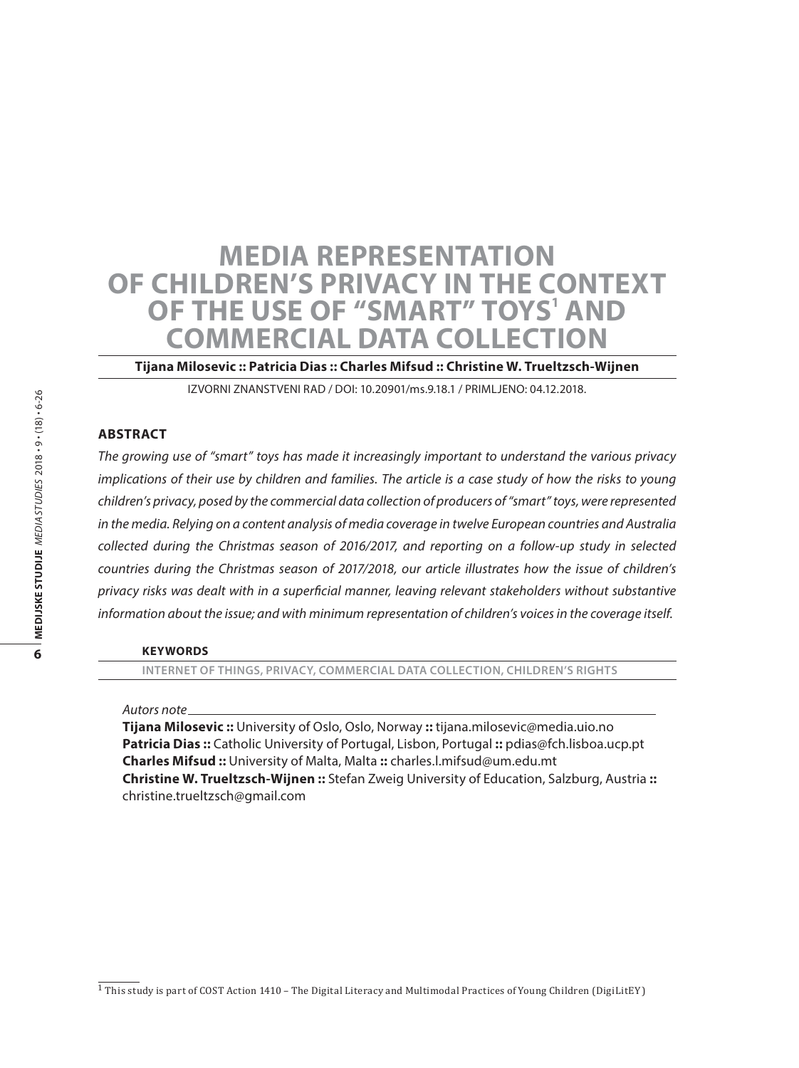# MEDIA REPRESENTATION OF CHILDREN'S PRIVACY IN THE CONTEXT OF THE USE OF "SMART" TOYS[1] AND COMMERCIAL DATA COLLECTION

**Tijana Milosevic :: Patricia Dias :: Charles Mifsud :: Christine W. Trueltzsch-Wijnen**

IZVORNI ZNANSTVENI RAD / DOI: 10.20901/ms.9.18.1 / PRIMLJENO: 04.12.2018.

## ABSTRACT

*The growing use of "smart" toys has made it increasingly important to understand the various privacy implications of their use by children and families. The article is a case study of how the risks to young children's privacy, posed by the commercial data collection of producers of "smart" toys, were represented in the media. Relying on a content analysis of media coverage in twelve European countries and Australia collected during the Christmas season of 2016/2017, and reporting on a follow-up study in selected countries during the Christmas season of 2017/2018, our article illustrates how the issue of children's privacy risks was dealt with in a superficial manner, leaving relevant stakeholders without substantive information about the issue; and with minimum representation of children's voices in the coverage itself.*

### KEYWORDS

INTERNET OF THINGS, PRIVACY, COMMERCIAL DATA COLLECTION, CHILDREN'S RIGHTS

*Autors note*

**Tijana Milosevic ::** University of Oslo, Oslo, Norway **::** tijana.milosevic@media.uio.no
**Patricia Dias ::** Catholic University of Portugal, Lisbon, Portugal **::** pdias@fch.lisboa.ucp.pt
**Charles Mifsud ::** University of Malta, Malta **::** charles.l.mifsud@um.edu.mt
**Christine W. Trueltzsch-Wijnen ::** Stefan Zweig University of Education, Salzburg, Austria **::** christine.trueltzsch@gmail.com

[1] This study is part of COST Action 1410 – The Digital Literacy and Multimodal Practices of Young Children (DigiLitEY)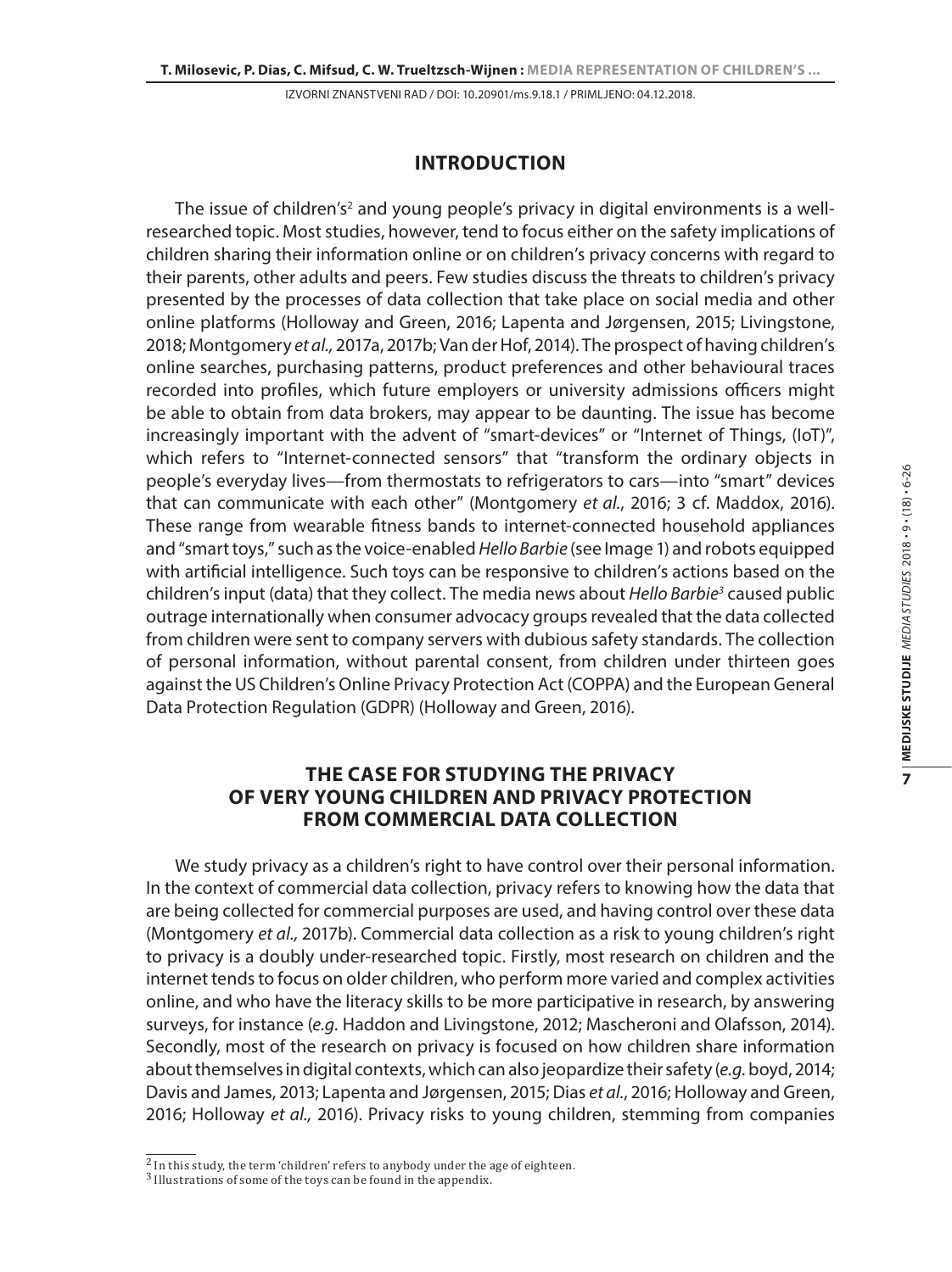## INTRODUCTION

The issue of children's[2] and young people's privacy in digital environments is a well-researched topic. Most studies, however, tend to focus either on the safety implications of children sharing their information online or on children's privacy concerns with regard to their parents, other adults and peers. Few studies discuss the threats to children's privacy presented by the processes of data collection that take place on social media and other online platforms (Holloway and Green, 2016; Lapenta and Jørgensen, 2015; Livingstone, 2018; Montgomery *et al.,* 2017a, 2017b; Van der Hof, 2014). The prospect of having children's online searches, purchasing patterns, product preferences and other behavioural traces recorded into profiles, which future employers or university admissions officers might be able to obtain from data brokers, may appear to be daunting. The issue has become increasingly important with the advent of "smart-devices" or "Internet of Things, (IoT)", which refers to "Internet-connected sensors" that "transform the ordinary objects in people's everyday lives—from thermostats to refrigerators to cars—into "smart" devices that can communicate with each other" (Montgomery *et al.*, 2016; 3 cf. Maddox, 2016). These range from wearable fitness bands to internet-connected household appliances and "smart toys," such as the voice-enabled *Hello Barbie* (see Image 1) and robots equipped with artificial intelligence. Such toys can be responsive to children's actions based on the children's input (data) that they collect. The media news about *Hello Barbie*[3] caused public outrage internationally when consumer advocacy groups revealed that the data collected from children were sent to company servers with dubious safety standards. The collection of personal information, without parental consent, from children under thirteen goes against the US Children's Online Privacy Protection Act (COPPA) and the European General Data Protection Regulation (GDPR) (Holloway and Green, 2016).

## THE CASE FOR STUDYING THE PRIVACY OF VERY YOUNG CHILDREN AND PRIVACY PROTECTION FROM COMMERCIAL DATA COLLECTION

We study privacy as a children's right to have control over their personal information. In the context of commercial data collection, privacy refers to knowing how the data that are being collected for commercial purposes are used, and having control over these data (Montgomery *et al.,* 2017b). Commercial data collection as a risk to young children's right to privacy is a doubly under-researched topic. Firstly, most research on children and the internet tends to focus on older children, who perform more varied and complex activities online, and who have the literacy skills to be more participative in research, by answering surveys, for instance (*e.g.* Haddon and Livingstone, 2012; Mascheroni and Olafsson, 2014). Secondly, most of the research on privacy is focused on how children share information about themselves in digital contexts, which can also jeopardize their safety (*e.g.* boyd, 2014; Davis and James, 2013; Lapenta and Jørgensen, 2015; Dias *et al.*, 2016; Holloway and Green, 2016; Holloway *et al.,* 2016). Privacy risks to young children, stemming from companies

[2] In this study, the term 'children' refers to anybody under the age of eighteen.

[3] Illustrations of some of the toys can be found in the appendix.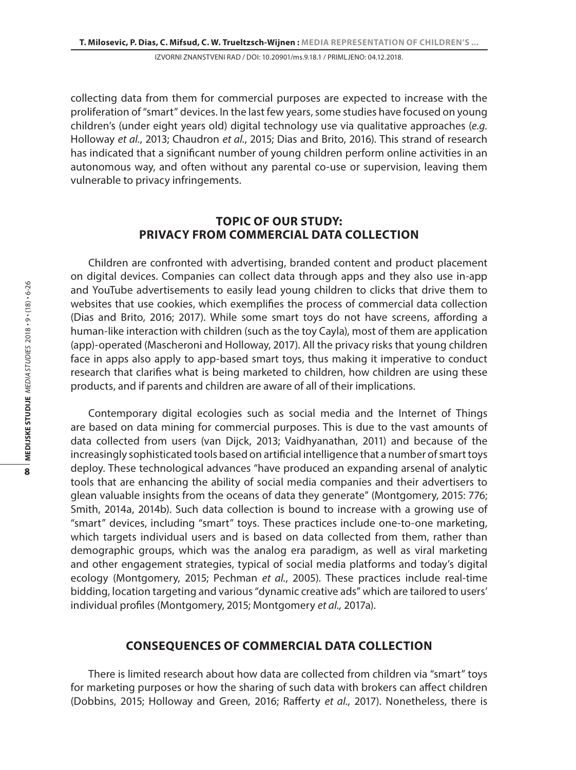collecting data from them for commercial purposes are expected to increase with the proliferation of "smart" devices. In the last few years, some studies have focused on young children's (under eight years old) digital technology use via qualitative approaches (*e.g.* Holloway *et al.*, 2013; Chaudron *et al.*, 2015; Dias and Brito, 2016). This strand of research has indicated that a significant number of young children perform online activities in an autonomous way, and often without any parental co-use or supervision, leaving them vulnerable to privacy infringements.

## TOPIC OF OUR STUDY: PRIVACY FROM COMMERCIAL DATA COLLECTION

Children are confronted with advertising, branded content and product placement on digital devices. Companies can collect data through apps and they also use in-app and YouTube advertisements to easily lead young children to clicks that drive them to websites that use cookies, which exemplifies the process of commercial data collection (Dias and Brito, 2016; 2017). While some smart toys do not have screens, affording a human-like interaction with children (such as the toy Cayla), most of them are application (app)-operated (Mascheroni and Holloway, 2017). All the privacy risks that young children face in apps also apply to app-based smart toys, thus making it imperative to conduct research that clarifies what is being marketed to children, how children are using these products, and if parents and children are aware of all of their implications.

Contemporary digital ecologies such as social media and the Internet of Things are based on data mining for commercial purposes. This is due to the vast amounts of data collected from users (van Dijck, 2013; Vaidhyanathan, 2011) and because of the increasingly sophisticated tools based on artificial intelligence that a number of smart toys deploy. These technological advances "have produced an expanding arsenal of analytic tools that are enhancing the ability of social media companies and their advertisers to glean valuable insights from the oceans of data they generate" (Montgomery, 2015: 776; Smith, 2014a, 2014b). Such data collection is bound to increase with a growing use of "smart" devices, including "smart" toys. These practices include one-to-one marketing, which targets individual users and is based on data collected from them, rather than demographic groups, which was the analog era paradigm, as well as viral marketing and other engagement strategies, typical of social media platforms and today's digital ecology (Montgomery, 2015; Pechman *et al.*, 2005). These practices include real-time bidding, location targeting and various "dynamic creative ads" which are tailored to users' individual profiles (Montgomery, 2015; Montgomery *et al.,* 2017a).

## CONSEQUENCES OF COMMERCIAL DATA COLLECTION

There is limited research about how data are collected from children via "smart" toys for marketing purposes or how the sharing of such data with brokers can affect children (Dobbins, 2015; Holloway and Green, 2016; Rafferty *et al.*, 2017). Nonetheless, there is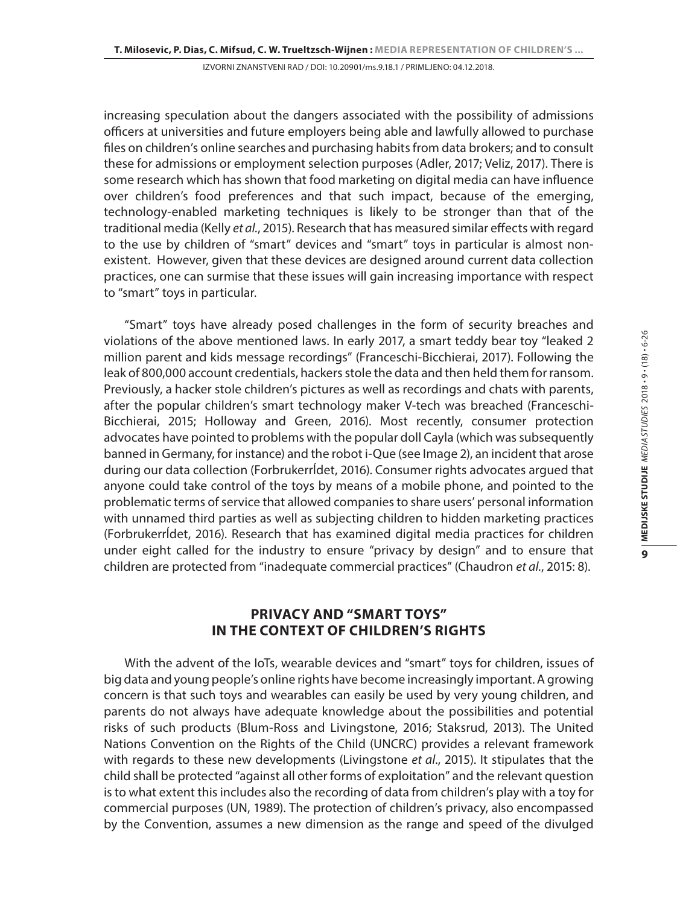increasing speculation about the dangers associated with the possibility of admissions officers at universities and future employers being able and lawfully allowed to purchase files on children's online searches and purchasing habits from data brokers; and to consult these for admissions or employment selection purposes (Adler, 2017; Veliz, 2017). There is some research which has shown that food marketing on digital media can have influence over children's food preferences and that such impact, because of the emerging, technology-enabled marketing techniques is likely to be stronger than that of the traditional media (Kelly *et al*., 2015). Research that has measured similar effects with regard to the use by children of "smart" devices and "smart" toys in particular is almost non-existent. However, given that these devices are designed around current data collection practices, one can surmise that these issues will gain increasing importance with respect to "smart" toys in particular.

"Smart" toys have already posed challenges in the form of security breaches and violations of the above mentioned laws. In early 2017, a smart teddy bear toy "leaked 2 million parent and kids message recordings" (Franceschi-Bicchierai, 2017). Following the leak of 800,000 account credentials, hackers stole the data and then held them for ransom. Previously, a hacker stole children's pictures as well as recordings and chats with parents, after the popular children's smart technology maker V-tech was breached (Franceschi-Bicchierai, 2015; Holloway and Green, 2016). Most recently, consumer protection advocates have pointed to problems with the popular doll Cayla (which was subsequently banned in Germany, for instance) and the robot i-Que (see Image 2), an incident that arose during our data collection (ForbrukerrĺdetForbrukerrĺdet, 2016). Consumer rights advocates argued that anyone could take control of the toys by means of a mobile phone, and pointed to the problematic terms of service that allowed companies to share users' personal information with unnamed third parties as well as subjecting children to hidden marketing practices (Forbrukerrĺdet, 2016). Research that has examined digital media practices for children under eight called for the industry to ensure "privacy by design" and to ensure that children are protected from "inadequate commercial practices" (Chaudron *et al.*, 2015: 8).

## PRIVACY AND "SMART TOYS" IN THE CONTEXT OF CHILDREN'S RIGHTS

With the advent of the IoTs, wearable devices and "smart" toys for children, issues of big data and young people's online rights have become increasingly important. A growing concern is that such toys and wearables can easily be used by very young children, and parents do not always have adequate knowledge about the possibilities and potential risks of such products (Blum-Ross and Livingstone, 2016; Staksrud, 2013). The United Nations Convention on the Rights of the Child (UNCRC) provides a relevant framework with regards to these new developments (Livingstone *et al*., 2015). It stipulates that the child shall be protected "against all other forms of exploitation" and the relevant question is to what extent this includes also the recording of data from children's play with a toy for commercial purposes (UN, 1989). The protection of children's privacy, also encompassed by the Convention, assumes a new dimension as the range and speed of the divulged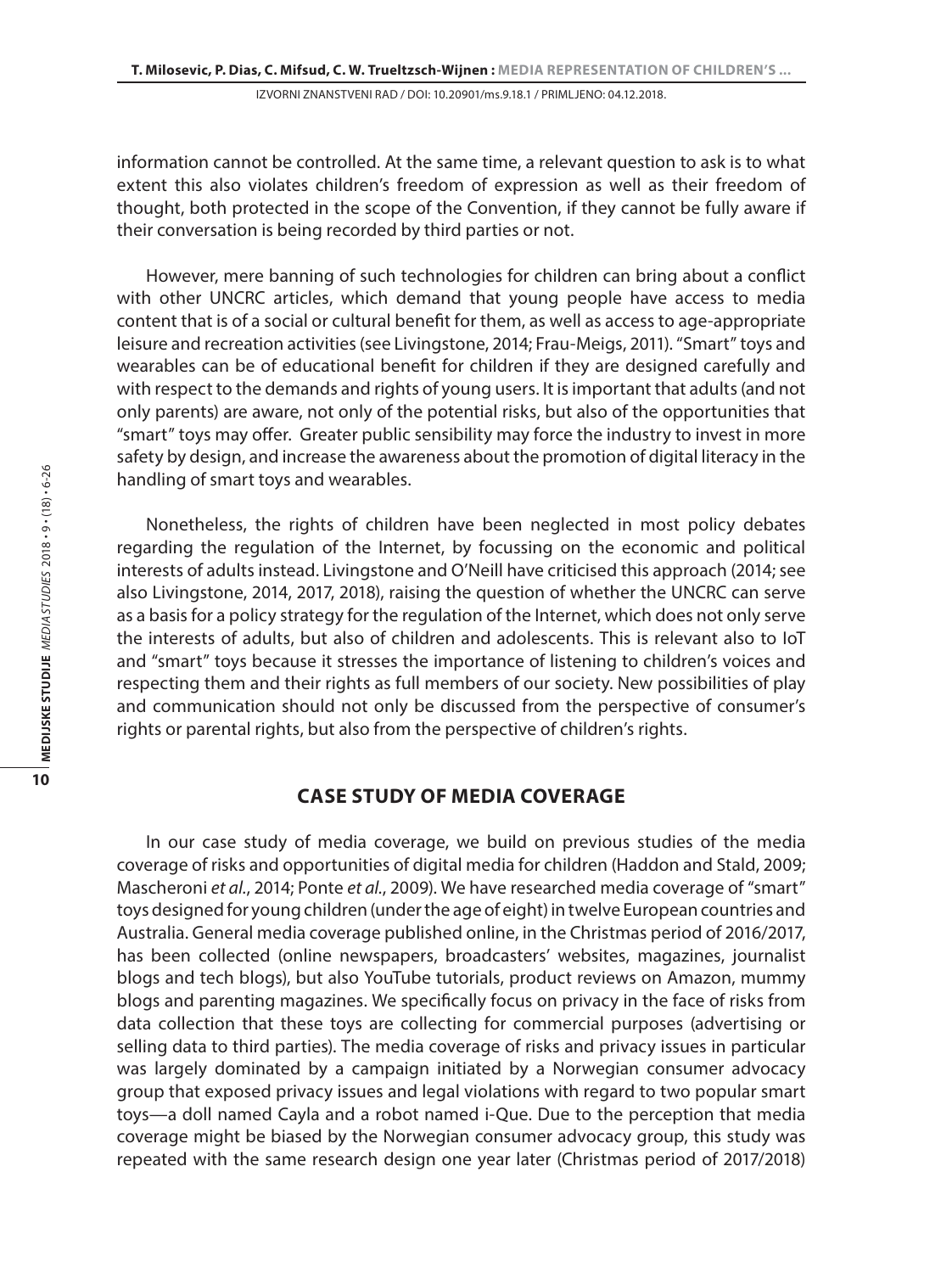information cannot be controlled. At the same time, a relevant question to ask is to what extent this also violates children's freedom of expression as well as their freedom of thought, both protected in the scope of the Convention, if they cannot be fully aware if their conversation is being recorded by third parties or not.

However, mere banning of such technologies for children can bring about a conflict with other UNCRC articles, which demand that young people have access to media content that is of a social or cultural benefit for them, as well as access to age-appropriate leisure and recreation activities (see Livingstone, 2014; Frau-Meigs, 2011). "Smart" toys and wearables can be of educational benefit for children if they are designed carefully and with respect to the demands and rights of young users. It is important that adults (and not only parents) are aware, not only of the potential risks, but also of the opportunities that "smart" toys may offer. Greater public sensibility may force the industry to invest in more safety by design, and increase the awareness about the promotion of digital literacy in the handling of smart toys and wearables.

Nonetheless, the rights of children have been neglected in most policy debates regarding the regulation of the Internet, by focussing on the economic and political interests of adults instead. Livingstone and O'Neill have criticised this approach (2014; see also Livingstone, 2014, 2017, 2018), raising the question of whether the UNCRC can serve as a basis for a policy strategy for the regulation of the Internet, which does not only serve the interests of adults, but also of children and adolescents. This is relevant also to IoT and "smart" toys because it stresses the importance of listening to children's voices and respecting them and their rights as full members of our society. New possibilities of play and communication should not only be discussed from the perspective of consumer's rights or parental rights, but also from the perspective of children's rights.

## CASE STUDY OF MEDIA COVERAGE

In our case study of media coverage, we build on previous studies of the media coverage of risks and opportunities of digital media for children (Haddon and Stald, 2009; Mascheroni *et al.*, 2014; Ponte *et al.*, 2009). We have researched media coverage of "smart" toys designed for young children (under the age of eight) in twelve European countries and Australia. General media coverage published online, in the Christmas period of 2016/2017, has been collected (online newspapers, broadcasters' websites, magazines, journalist blogs and tech blogs), but also YouTube tutorials, product reviews on Amazon, mummy blogs and parenting magazines. We specifically focus on privacy in the face of risks from data collection that these toys are collecting for commercial purposes (advertising or selling data to third parties). The media coverage of risks and privacy issues in particular was largely dominated by a campaign initiated by a Norwegian consumer advocacy group that exposed privacy issues and legal violations with regard to two popular smart toys—a doll named Cayla and a robot named i-Que. Due to the perception that media coverage might be biased by the Norwegian consumer advocacy group, this study was repeated with the same research design one year later (Christmas period of 2017/2018)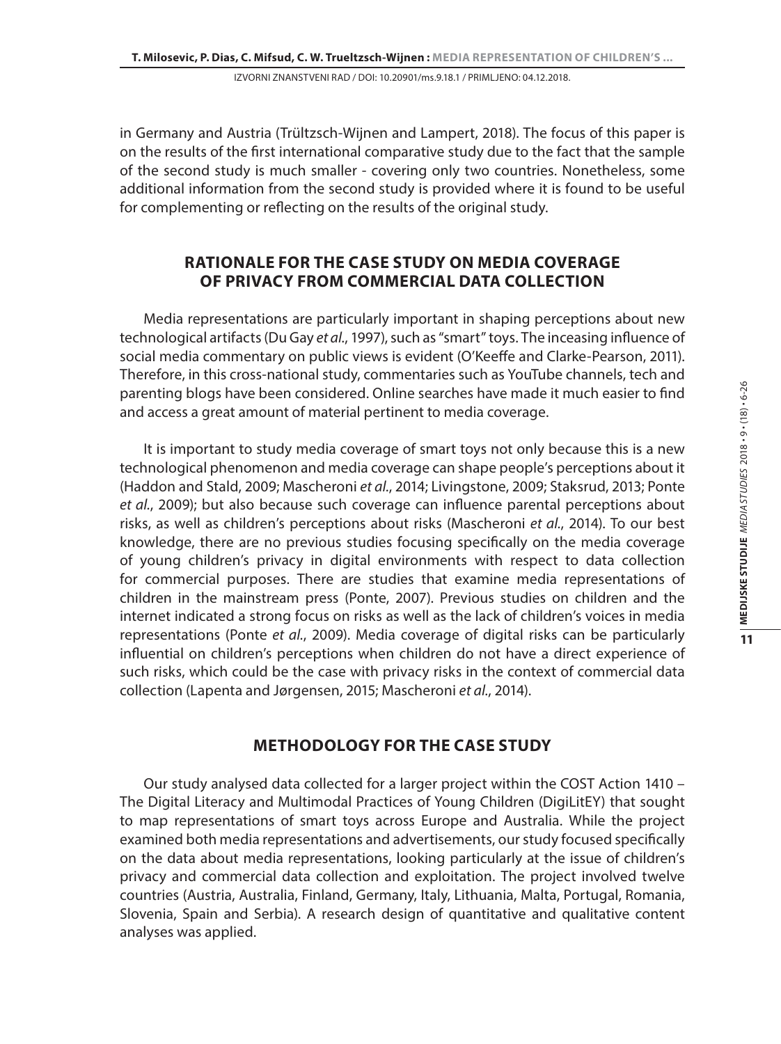in Germany and Austria (Trültzsch-Wijnen and Lampert, 2018). The focus of this paper is on the results of the first international comparative study due to the fact that the sample of the second study is much smaller - covering only two countries. Nonetheless, some additional information from the second study is provided where it is found to be useful for complementing or reflecting on the results of the original study.

## RATIONALE FOR THE CASE STUDY ON MEDIA COVERAGE OF PRIVACY FROM COMMERCIAL DATA COLLECTION

Media representations are particularly important in shaping perceptions about new technological artifacts (Du Gay *et al.*, 1997), such as "smart" toys. The inceasing influence of social media commentary on public views is evident (O'Keeffe and Clarke-Pearson, 2011). Therefore, in this cross-national study, commentaries such as YouTube channels, tech and parenting blogs have been considered. Online searches have made it much easier to find and access a great amount of material pertinent to media coverage.

It is important to study media coverage of smart toys not only because this is a new technological phenomenon and media coverage can shape people's perceptions about it (Haddon and Stald, 2009; Mascheroni *et al.*, 2014; Livingstone, 2009; Staksrud, 2013; Ponte *et al.*, 2009); but also because such coverage can influence parental perceptions about risks, as well as children's perceptions about risks (Mascheroni *et al.*, 2014). To our best knowledge, there are no previous studies focusing specifically on the media coverage of young children's privacy in digital environments with respect to data collection for commercial purposes. There are studies that examine media representations of children in the mainstream press (Ponte, 2007). Previous studies on children and the internet indicated a strong focus on risks as well as the lack of children's voices in media representations (Ponte *et al.*, 2009). Media coverage of digital risks can be particularly influential on children's perceptions when children do not have a direct experience of such risks, which could be the case with privacy risks in the context of commercial data collection (Lapenta and Jørgensen, 2015; Mascheroni *et al.*, 2014).

## METHODOLOGY FOR THE CASE STUDY

Our study analysed data collected for a larger project within the COST Action 1410 – The Digital Literacy and Multimodal Practices of Young Children (DigiLitEY) that sought to map representations of smart toys across Europe and Australia. While the project examined both media representations and advertisements, our study focused specifically on the data about media representations, looking particularly at the issue of children's privacy and commercial data collection and exploitation. The project involved twelve countries (Austria, Australia, Finland, Germany, Italy, Lithuania, Malta, Portugal, Romania, Slovenia, Spain and Serbia). A research design of quantitative and qualitative content analyses was applied.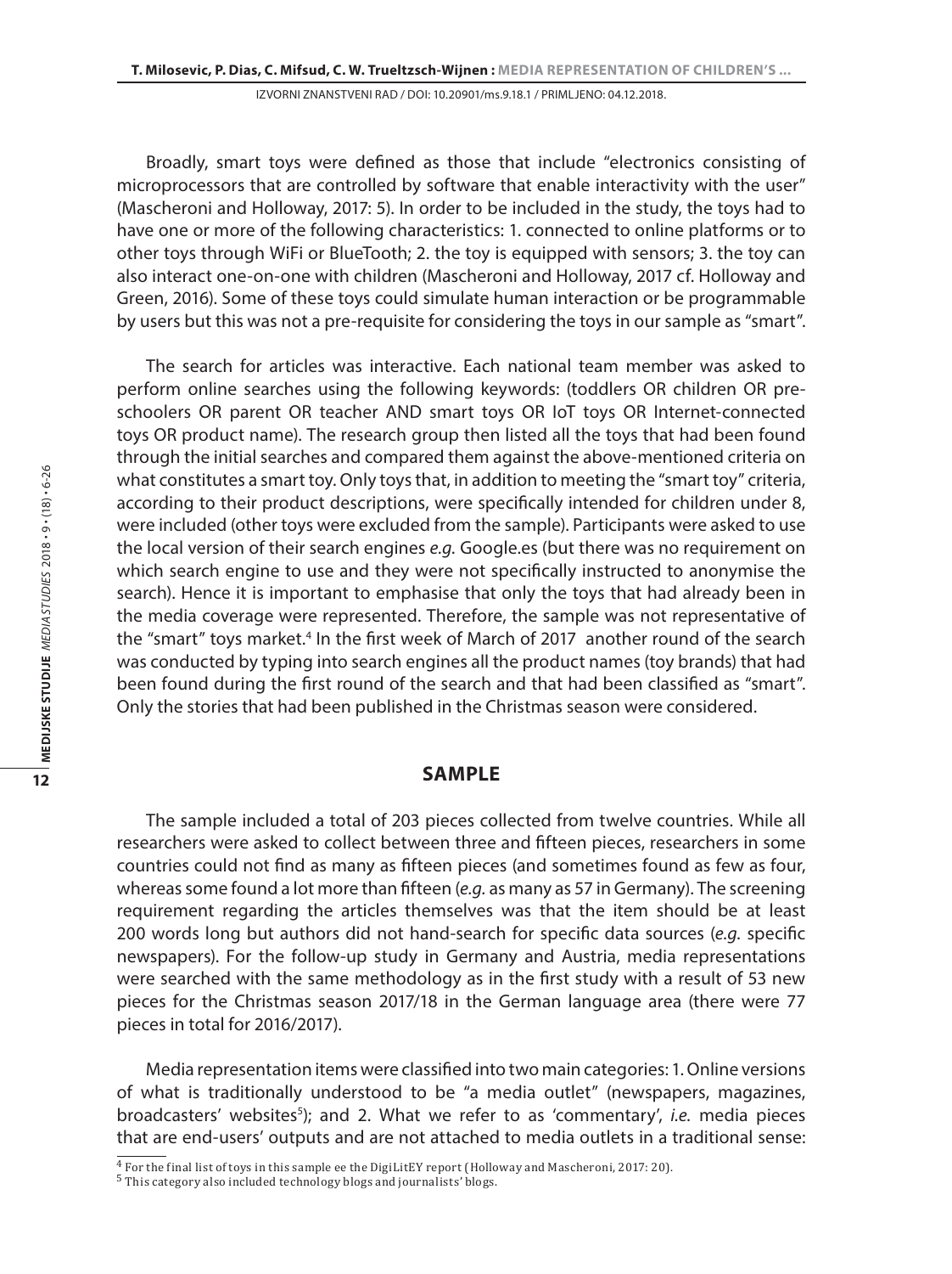Broadly, smart toys were defined as those that include "electronics consisting of microprocessors that are controlled by software that enable interactivity with the user" (Mascheroni and Holloway, 2017: 5). In order to be included in the study, the toys had to have one or more of the following characteristics: 1. connected to online platforms or to other toys through WiFi or BlueTooth; 2. the toy is equipped with sensors; 3. the toy can also interact one-on-one with children (Mascheroni and Holloway, 2017 cf. Holloway and Green, 2016). Some of these toys could simulate human interaction or be programmable by users but this was not a pre-requisite for considering the toys in our sample as "smart".

The search for articles was interactive. Each national team member was asked to perform online searches using the following keywords: (toddlers OR children OR pre-schoolers OR parent OR teacher AND smart toys OR IoT toys OR Internet-connected toys OR product name). The research group then listed all the toys that had been found through the initial searches and compared them against the above-mentioned criteria on what constitutes a smart toy. Only toys that, in addition to meeting the "smart toy" criteria, according to their product descriptions, were specifically intended for children under 8, were included (other toys were excluded from the sample). Participants were asked to use the local version of their search engines *e.g.* Google.es (but there was no requirement on which search engine to use and they were not specifically instructed to anonymise the search). Hence it is important to emphasise that only the toys that had already been in the media coverage were represented. Therefore, the sample was not representative of the "smart" toys market.[4] In the first week of March of 2017 another round of the search was conducted by typing into search engines all the product names (toy brands) that had been found during the first round of the search and that had been classified as "smart". Only the stories that had been published in the Christmas season were considered.

## SAMPLE

The sample included a total of 203 pieces collected from twelve countries. While all researchers were asked to collect between three and fifteen pieces, researchers in some countries could not find as many as fifteen pieces (and sometimes found as few as four, whereas some found a lot more than fifteen (*e.g.* as many as 57 in Germany). The screening requirement regarding the articles themselves was that the item should be at least 200 words long but authors did not hand-search for specific data sources (*e.g.* specific newspapers). For the follow-up study in Germany and Austria, media representations were searched with the same methodology as in the first study with a result of 53 new pieces for the Christmas season 2017/18 in the German language area (there were 77 pieces in total for 2016/2017).

Media representation items were classified into two main categories: 1. Online versions of what is traditionally understood to be "a media outlet" (newspapers, magazines, broadcasters' websites[5]); and 2. What we refer to as 'commentary', *i.e.* media pieces that are end-users' outputs and are not attached to media outlets in a traditional sense:

[4] For the final list of toys in this sample ee the DigiLitEY report (Holloway and Mascheroni, 2017: 20).

[5] This category also included technology blogs and journalists' blogs.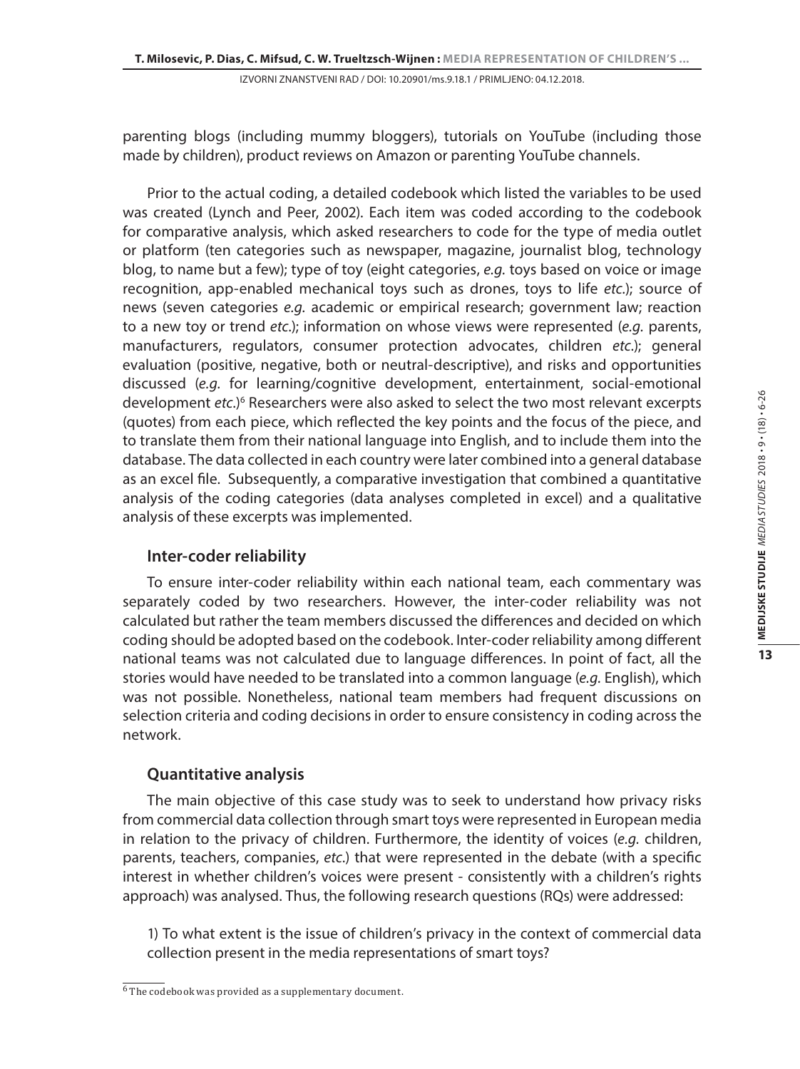parenting blogs (including mummy bloggers), tutorials on YouTube (including those made by children), product reviews on Amazon or parenting YouTube channels.

Prior to the actual coding, a detailed codebook which listed the variables to be used was created (Lynch and Peer, 2002). Each item was coded according to the codebook for comparative analysis, which asked researchers to code for the type of media outlet or platform (ten categories such as newspaper, magazine, journalist blog, technology blog, to name but a few); type of toy (eight categories, *e.g.* toys based on voice or image recognition, app-enabled mechanical toys such as drones, toys to life *etc.*); source of news (seven categories *e.g.* academic or empirical research; government law; reaction to a new toy or trend *etc.*); information on whose views were represented (*e.g.* parents, manufacturers, regulators, consumer protection advocates, children *etc.*); general evaluation (positive, negative, both or neutral-descriptive), and risks and opportunities discussed (*e.g.* for learning/cognitive development, entertainment, social-emotional development *etc.*)[6] Researchers were also asked to select the two most relevant excerpts (quotes) from each piece, which reflected the key points and the focus of the piece, and to translate them from their national language into English, and to include them into the database. The data collected in each country were later combined into a general database as an excel file. Subsequently, a comparative investigation that combined a quantitative analysis of the coding categories (data analyses completed in excel) and a qualitative analysis of these excerpts was implemented.

## Inter-coder reliability

To ensure inter-coder reliability within each national team, each commentary was separately coded by two researchers. However, the inter-coder reliability was not calculated but rather the team members discussed the differences and decided on which coding should be adopted based on the codebook. Inter-coder reliability among different national teams was not calculated due to language differences. In point of fact, all the stories would have needed to be translated into a common language (*e.g.* English), which was not possible. Nonetheless, national team members had frequent discussions on selection criteria and coding decisions in order to ensure consistency in coding across the network.

## Quantitative analysis

The main objective of this case study was to seek to understand how privacy risks from commercial data collection through smart toys were represented in European media in relation to the privacy of children. Furthermore, the identity of voices (*e.g.* children, parents, teachers, companies, *etc.*) that were represented in the debate (with a specific interest in whether children's voices were present - consistently with a children's rights approach) was analysed. Thus, the following research questions (RQs) were addressed:

1) To what extent is the issue of children's privacy in the context of commercial data collection present in the media representations of smart toys?

[6] The codebook was provided as a supplementary document.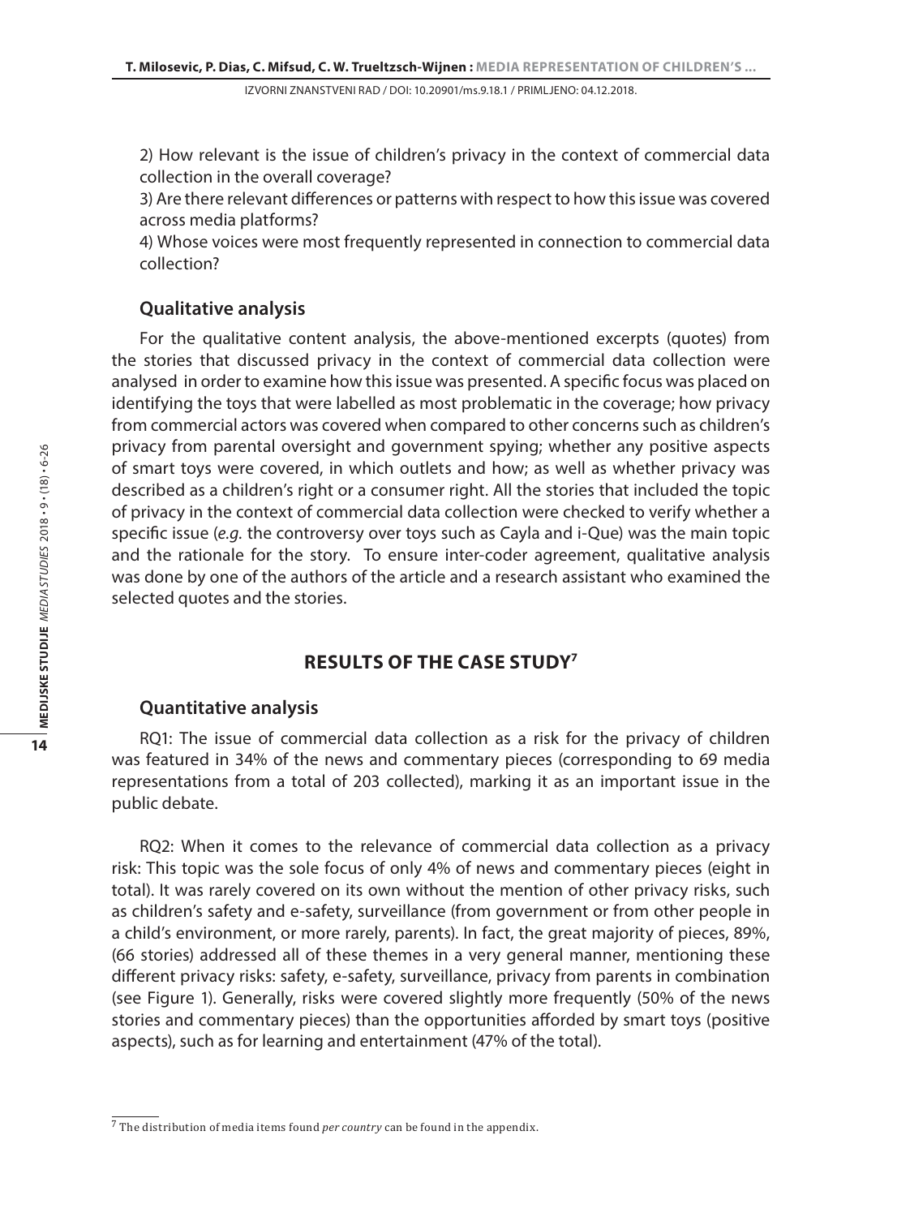2) How relevant is the issue of children's privacy in the context of commercial data collection in the overall coverage?

3) Are there relevant differences or patterns with respect to how this issue was covered across media platforms?

4) Whose voices were most frequently represented in connection to commercial data collection?

### Qualitative analysis

For the qualitative content analysis, the above-mentioned excerpts (quotes) from the stories that discussed privacy in the context of commercial data collection were analysed in order to examine how this issue was presented. A specific focus was placed on identifying the toys that were labelled as most problematic in the coverage; how privacy from commercial actors was covered when compared to other concerns such as children's privacy from parental oversight and government spying; whether any positive aspects of smart toys were covered, in which outlets and how; as well as whether privacy was described as a children's right or a consumer right. All the stories that included the topic of privacy in the context of commercial data collection were checked to verify whether a specific issue (*e.g.* the controversy over toys such as Cayla and i-Que) was the main topic and the rationale for the story. To ensure inter-coder agreement, qualitative analysis was done by one of the authors of the article and a research assistant who examined the selected quotes and the stories.

## RESULTS OF THE CASE STUDY[7]

### Quantitative analysis

RQ1: The issue of commercial data collection as a risk for the privacy of children was featured in 34% of the news and commentary pieces (corresponding to 69 media representations from a total of 203 collected), marking it as an important issue in the public debate.

RQ2: When it comes to the relevance of commercial data collection as a privacy risk: This topic was the sole focus of only 4% of news and commentary pieces (eight in total). It was rarely covered on its own without the mention of other privacy risks, such as children's safety and e-safety, surveillance (from government or from other people in a child's environment, or more rarely, parents). In fact, the great majority of pieces, 89%, (66 stories) addressed all of these themes in a very general manner, mentioning these different privacy risks: safety, e-safety, surveillance, privacy from parents in combination (see Figure 1). Generally, risks were covered slightly more frequently (50% of the news stories and commentary pieces) than the opportunities afforded by smart toys (positive aspects), such as for learning and entertainment (47% of the total).

---

[7] The distribution of media items found *per country* can be found in the appendix.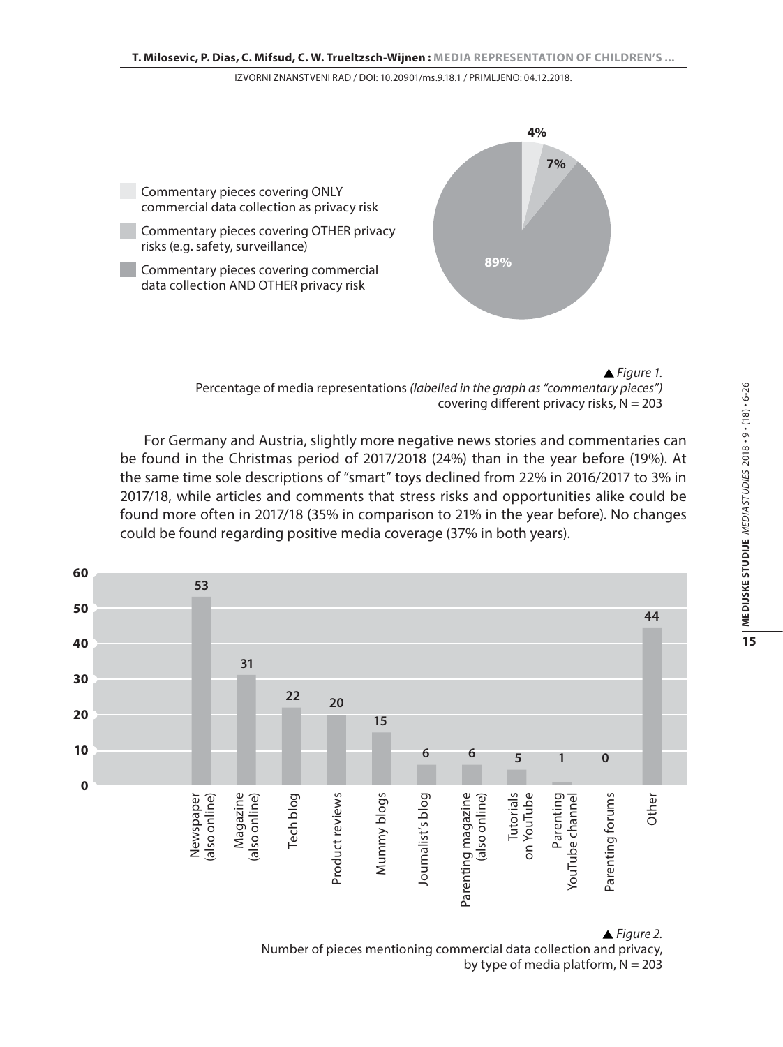Commentary pieces covering ONLY commercial data collection as privacy risk

Commentary pieces covering OTHER privacy risks (e.g. safety, surveillance)

Commentary pieces covering commercial data collection AND OTHER privacy risk

4%

7%

89%

▲ *Figure 1.*
Percentage of media representations *(labelled in the graph as "commentary pieces")* covering different privacy risks, N = 203

For Germany and Austria, slightly more negative news stories and commentaries can be found in the Christmas period of 2017/2018 (24%) than in the year before (19%). At the same time sole descriptions of "smart" toys declined from 22% in 2016/2017 to 3% in 2017/18, while articles and comments that stress risks and opportunities alike could be found more often in 2017/18 (35% in comparison to 21% in the year before). No changes could be found regarding positive media coverage (37% in both years).

| Media platform | Number of pieces |
|---|---|
| Newspaper (also online) | 53 |
| Magazine (also online) | 31 |
| Tech blog | 22 |
| Product reviews | 20 |
| Mummy blogs | 15 |
| Journalist's blog | 6 |
| Parenting magazine (also online) | 6 |
| Tutorials on YouTube | 5 |
| Parenting YouTube channel | 1 |
| Parenting forums | 0 |
| Other | 44 |

▲ *Figure 2.*
Number of pieces mentioning commercial data collection and privacy, by type of media platform, N = 203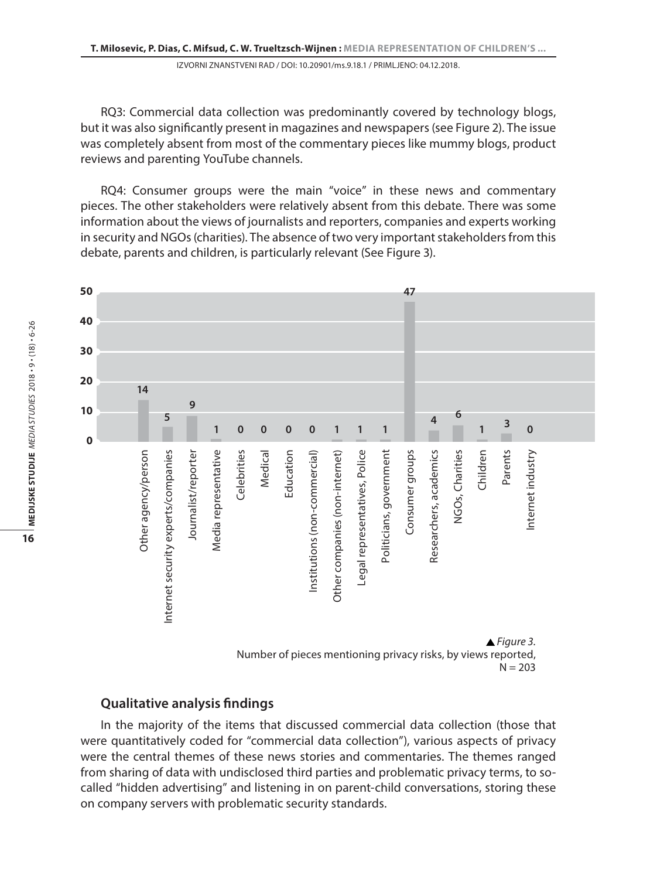RQ3: Commercial data collection was predominantly covered by technology blogs, but it was also significantly present in magazines and newspapers (see Figure 2). The issue was completely absent from most of the commentary pieces like mummy blogs, product reviews and parenting YouTube channels.

RQ4: Consumer groups were the main "voice" in these news and commentary pieces. The other stakeholders were relatively absent from this debate. There was some information about the views of journalists and reporters, companies and experts working in security and NGOs (charities). The absence of two very important stakeholders from this debate, parents and children, is particularly relevant (See Figure 3).

| Views reported | Number of pieces |
|---|---|
| Other agency/person | 14 |
| Internet security experts/companies | 5 |
| Journalist/reporter | 9 |
| Media representative | 1 |
| Celebrities | 0 |
| Medical | 0 |
| Education | 0 |
| Institutions (non-commercial) | 0 |
| Other companies (non-internet) | 1 |
| Legal representatives, Police | 1 |
| Politicians, government | 1 |
| Consumer groups | 47 |
| Researchers, academics | 4 |
| NGOs, Charities | 6 |
| Children | 1 |
| Parents | 3 |
| Internet industry | 0 |

▲ *Figure 3.*
Number of pieces mentioning privacy risks, by views reported, N = 203

## Qualitative analysis findings

In the majority of the items that discussed commercial data collection (those that were quantitatively coded for "commercial data collection"), various aspects of privacy were the central themes of these news stories and commentaries. The themes ranged from sharing of data with undisclosed third parties and problematic privacy terms, to so-called "hidden advertising" and listening in on parent-child conversations, storing these on company servers with problematic security standards.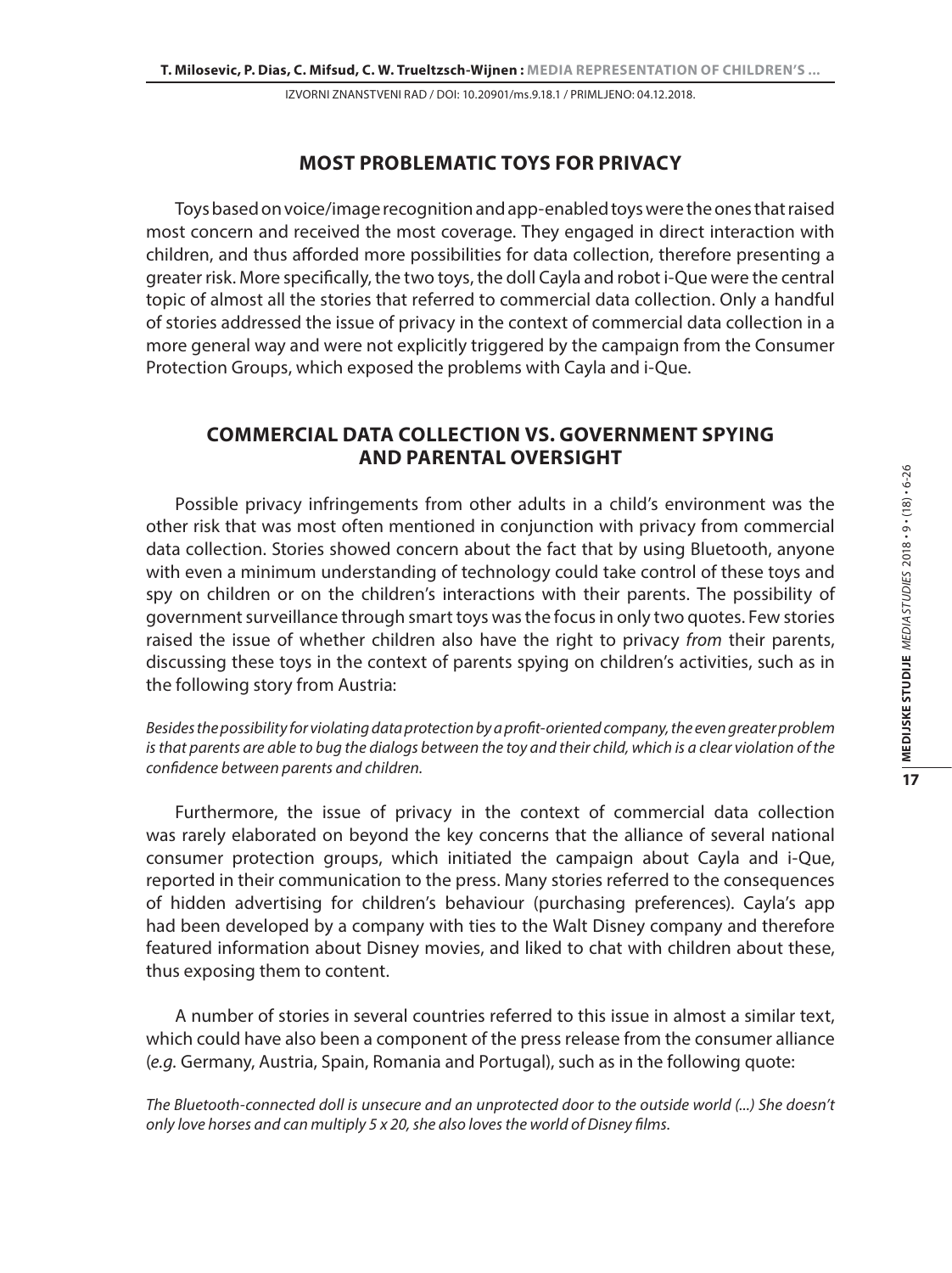## MOST PROBLEMATIC TOYS FOR PRIVACY

Toys based on voice/image recognition and app-enabled toys were the ones that raised most concern and received the most coverage. They engaged in direct interaction with children, and thus afforded more possibilities for data collection, therefore presenting a greater risk. More specifically, the two toys, the doll Cayla and robot i-Que were the central topic of almost all the stories that referred to commercial data collection. Only a handful of stories addressed the issue of privacy in the context of commercial data collection in a more general way and were not explicitly triggered by the campaign from the Consumer Protection Groups, which exposed the problems with Cayla and i-Que.

## COMMERCIAL DATA COLLECTION VS. GOVERNMENT SPYING AND PARENTAL OVERSIGHT

Possible privacy infringements from other adults in a child's environment was the other risk that was most often mentioned in conjunction with privacy from commercial data collection. Stories showed concern about the fact that by using Bluetooth, anyone with even a minimum understanding of technology could take control of these toys and spy on children or on the children's interactions with their parents. The possibility of government surveillance through smart toys was the focus in only two quotes. Few stories raised the issue of whether children also have the right to privacy *from* their parents, discussing these toys in the context of parents spying on children's activities, such as in the following story from Austria:

*Besides the possibility for violating data protection by a profit-oriented company, the even greater problem is that parents are able to bug the dialogs between the toy and their child, which is a clear violation of the confidence between parents and children.*

Furthermore, the issue of privacy in the context of commercial data collection was rarely elaborated on beyond the key concerns that the alliance of several national consumer protection groups, which initiated the campaign about Cayla and i-Que, reported in their communication to the press. Many stories referred to the consequences of hidden advertising for children's behaviour (purchasing preferences). Cayla's app had been developed by a company with ties to the Walt Disney company and therefore featured information about Disney movies, and liked to chat with children about these, thus exposing them to content.

A number of stories in several countries referred to this issue in almost a similar text, which could have also been a component of the press release from the consumer alliance (*e.g.* Germany, Austria, Spain, Romania and Portugal), such as in the following quote:

*The Bluetooth-connected doll is unsecure and an unprotected door to the outside world (...) She doesn't only love horses and can multiply 5 x 20, she also loves the world of Disney films.*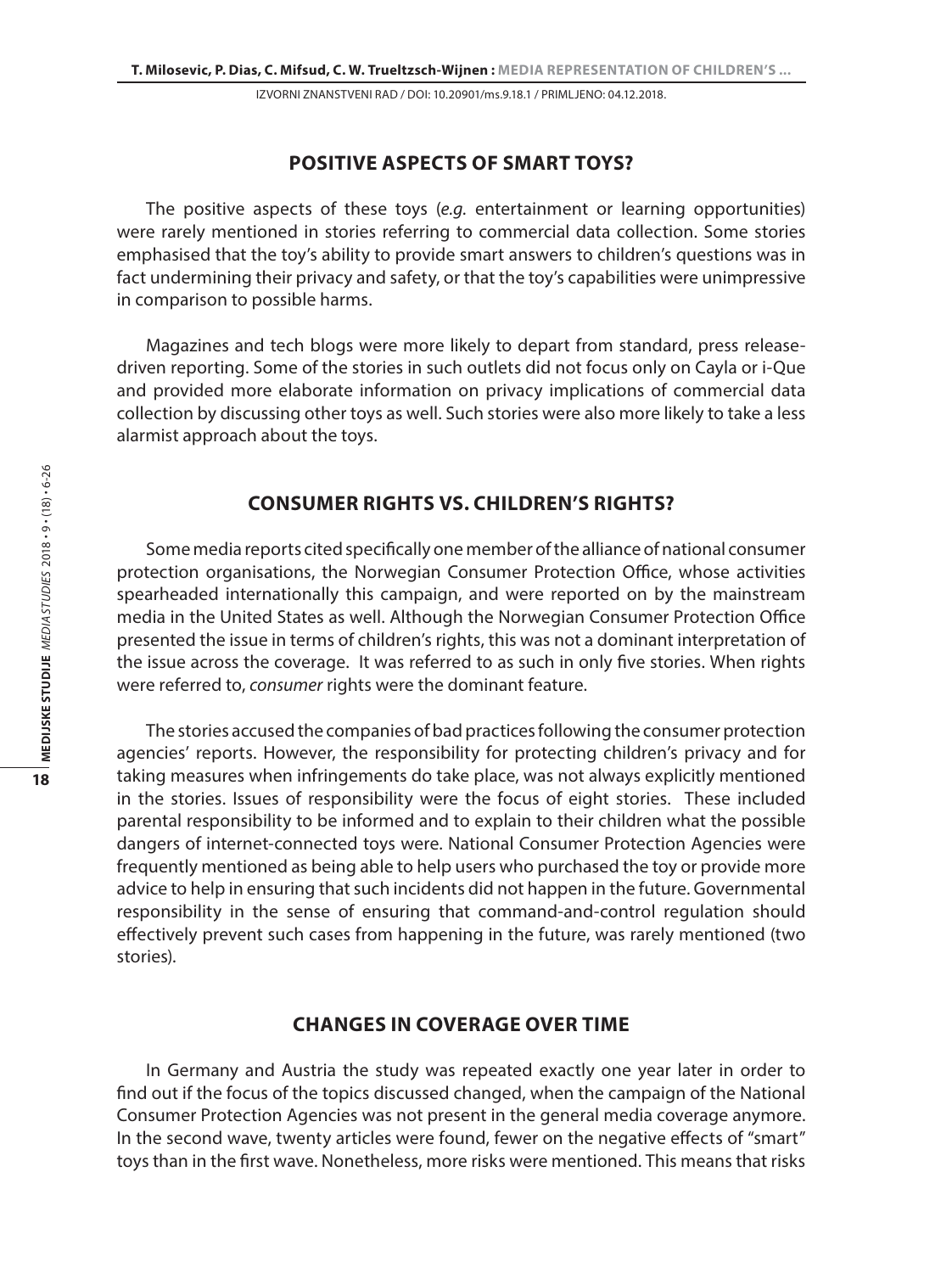## POSITIVE ASPECTS OF SMART TOYS?

The positive aspects of these toys (*e.g.* entertainment or learning opportunities) were rarely mentioned in stories referring to commercial data collection. Some stories emphasised that the toy's ability to provide smart answers to children's questions was in fact undermining their privacy and safety, or that the toy's capabilities were unimpressive in comparison to possible harms.

Magazines and tech blogs were more likely to depart from standard, press release-driven reporting. Some of the stories in such outlets did not focus only on Cayla or i-Que and provided more elaborate information on privacy implications of commercial data collection by discussing other toys as well. Such stories were also more likely to take a less alarmist approach about the toys.

## CONSUMER RIGHTS VS. CHILDREN'S RIGHTS?

Some media reports cited specifically one member of the alliance of national consumer protection organisations, the Norwegian Consumer Protection Office, whose activities spearheaded internationally this campaign, and were reported on by the mainstream media in the United States as well. Although the Norwegian Consumer Protection Office presented the issue in terms of children's rights, this was not a dominant interpretation of the issue across the coverage. It was referred to as such in only five stories. When rights were referred to, *consumer* rights were the dominant feature.

The stories accused the companies of bad practices following the consumer protection agencies' reports. However, the responsibility for protecting children's privacy and for taking measures when infringements do take place, was not always explicitly mentioned in the stories. Issues of responsibility were the focus of eight stories. These included parental responsibility to be informed and to explain to their children what the possible dangers of internet-connected toys were. National Consumer Protection Agencies were frequently mentioned as being able to help users who purchased the toy or provide more advice to help in ensuring that such incidents did not happen in the future. Governmental responsibility in the sense of ensuring that command-and-control regulation should effectively prevent such cases from happening in the future, was rarely mentioned (two stories).

## CHANGES IN COVERAGE OVER TIME

In Germany and Austria the study was repeated exactly one year later in order to find out if the focus of the topics discussed changed, when the campaign of the National Consumer Protection Agencies was not present in the general media coverage anymore. In the second wave, twenty articles were found, fewer on the negative effects of "smart" toys than in the first wave. Nonetheless, more risks were mentioned. This means that risks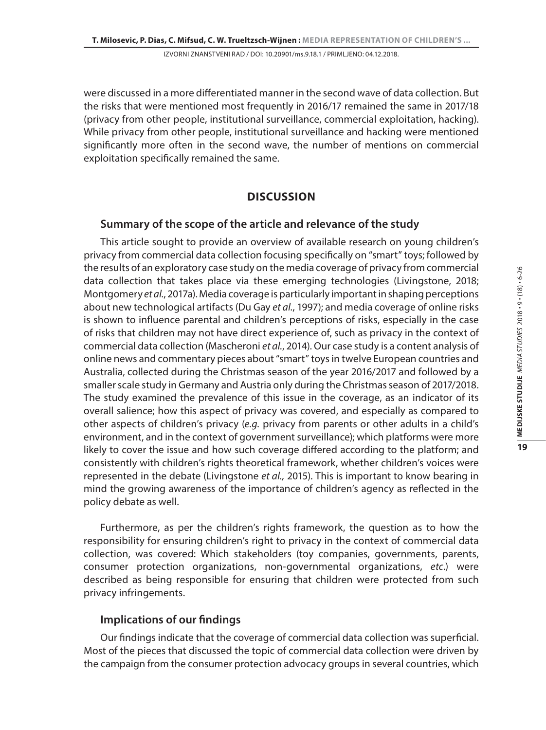were discussed in a more differentiated manner in the second wave of data collection. But the risks that were mentioned most frequently in 2016/17 remained the same in 2017/18 (privacy from other people, institutional surveillance, commercial exploitation, hacking). While privacy from other people, institutional surveillance and hacking were mentioned significantly more often in the second wave, the number of mentions on commercial exploitation specifically remained the same.

## DISCUSSION

### Summary of the scope of the article and relevance of the study

This article sought to provide an overview of available research on young children's privacy from commercial data collection focusing specifically on "smart" toys; followed by the results of an exploratory case study on the media coverage of privacy from commercial data collection that takes place via these emerging technologies (Livingstone, 2018; Montgomery *et al.*, 2017a). Media coverage is particularly important in shaping perceptions about new technological artifacts (Du Gay *et al.*, 1997); and media coverage of online risks is shown to influence parental and children's perceptions of risks, especially in the case of risks that children may not have direct experience of, such as privacy in the context of commercial data collection (Mascheroni *et al.*, 2014). Our case study is a content analysis of online news and commentary pieces about "smart" toys in twelve European countries and Australia, collected during the Christmas season of the year 2016/2017 and followed by a smaller scale study in Germany and Austria only during the Christmas season of 2017/2018. The study examined the prevalence of this issue in the coverage, as an indicator of its overall salience; how this aspect of privacy was covered, and especially as compared to other aspects of children's privacy (*e.g.* privacy from parents or other adults in a child's environment, and in the context of government surveillance); which platforms were more likely to cover the issue and how such coverage differed according to the platform; and consistently with children's rights theoretical framework, whether children's voices were represented in the debate (Livingstone *et al.,* 2015). This is important to know bearing in mind the growing awareness of the importance of children's agency as reflected in the policy debate as well.

Furthermore, as per the children's rights framework, the question as to how the responsibility for ensuring children's right to privacy in the context of commercial data collection, was covered: Which stakeholders (toy companies, governments, parents, consumer protection organizations, non-governmental organizations, *etc.*) were described as being responsible for ensuring that children were protected from such privacy infringements.

### Implications of our findings

Our findings indicate that the coverage of commercial data collection was superficial. Most of the pieces that discussed the topic of commercial data collection were driven by the campaign from the consumer protection advocacy groups in several countries, which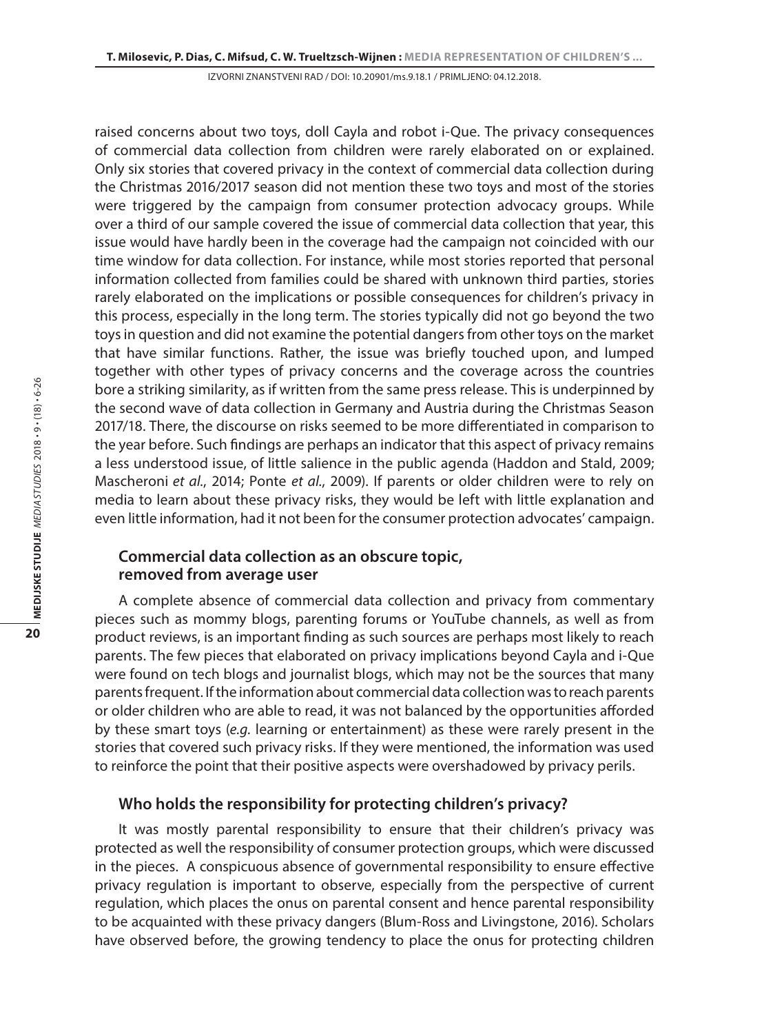raised concerns about two toys, doll Cayla and robot i-Que. The privacy consequences of commercial data collection from children were rarely elaborated on or explained. Only six stories that covered privacy in the context of commercial data collection during the Christmas 2016/2017 season did not mention these two toys and most of the stories were triggered by the campaign from consumer protection advocacy groups. While over a third of our sample covered the issue of commercial data collection that year, this issue would have hardly been in the coverage had the campaign not coincided with our time window for data collection. For instance, while most stories reported that personal information collected from families could be shared with unknown third parties, stories rarely elaborated on the implications or possible consequences for children's privacy in this process, especially in the long term. The stories typically did not go beyond the two toys in question and did not examine the potential dangers from other toys on the market that have similar functions. Rather, the issue was briefly touched upon, and lumped together with other types of privacy concerns and the coverage across the countries bore a striking similarity, as if written from the same press release. This is underpinned by the second wave of data collection in Germany and Austria during the Christmas Season 2017/18. There, the discourse on risks seemed to be more differentiated in comparison to the year before. Such findings are perhaps an indicator that this aspect of privacy remains a less understood issue, of little salience in the public agenda (Haddon and Stald, 2009; Mascheroni *et al.*, 2014; Ponte *et al.*, 2009). If parents or older children were to rely on media to learn about these privacy risks, they would be left with little explanation and even little information, had it not been for the consumer protection advocates' campaign.

### Commercial data collection as an obscure topic, removed from average user

A complete absence of commercial data collection and privacy from commentary pieces such as mommy blogs, parenting forums or YouTube channels, as well as from product reviews, is an important finding as such sources are perhaps most likely to reach parents. The few pieces that elaborated on privacy implications beyond Cayla and i-Que were found on tech blogs and journalist blogs, which may not be the sources that many parents frequent. If the information about commercial data collection was to reach parents or older children who are able to read, it was not balanced by the opportunities afforded by these smart toys (*e.g.* learning or entertainment) as these were rarely present in the stories that covered such privacy risks. If they were mentioned, the information was used to reinforce the point that their positive aspects were overshadowed by privacy perils.

### Who holds the responsibility for protecting children's privacy?

It was mostly parental responsibility to ensure that their children's privacy was protected as well the responsibility of consumer protection groups, which were discussed in the pieces. A conspicuous absence of governmental responsibility to ensure effective privacy regulation is important to observe, especially from the perspective of current regulation, which places the onus on parental consent and hence parental responsibility to be acquainted with these privacy dangers (Blum-Ross and Livingstone, 2016). Scholars have observed before, the growing tendency to place the onus for protecting children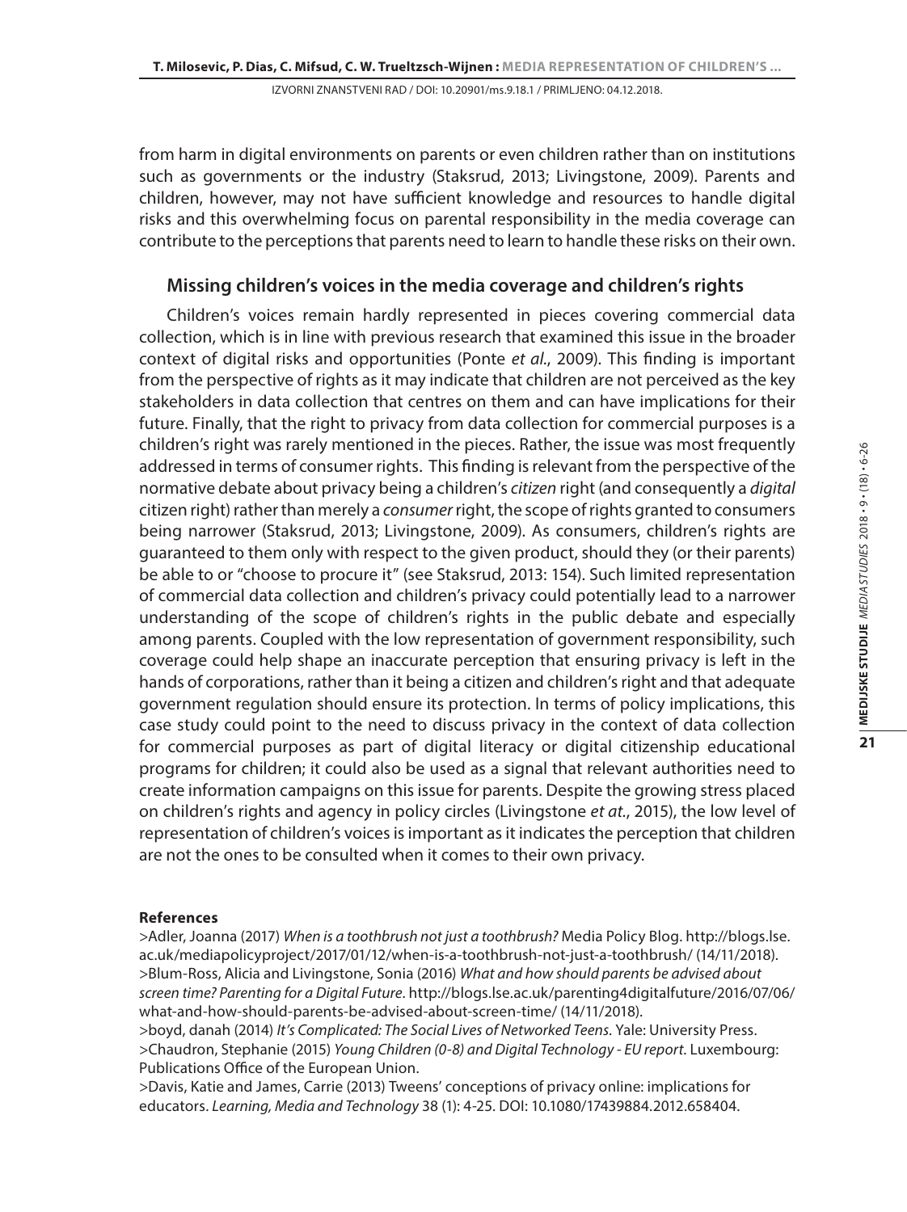from harm in digital environments on parents or even children rather than on institutions such as governments or the industry (Staksrud, 2013; Livingstone, 2009). Parents and children, however, may not have sufficient knowledge and resources to handle digital risks and this overwhelming focus on parental responsibility in the media coverage can contribute to the perceptions that parents need to learn to handle these risks on their own.

## Missing children's voices in the media coverage and children's rights

Children's voices remain hardly represented in pieces covering commercial data collection, which is in line with previous research that examined this issue in the broader context of digital risks and opportunities (Ponte *et al*., 2009). This finding is important from the perspective of rights as it may indicate that children are not perceived as the key stakeholders in data collection that centres on them and can have implications for their future. Finally, that the right to privacy from data collection for commercial purposes is a children's right was rarely mentioned in the pieces. Rather, the issue was most frequently addressed in terms of consumer rights. This finding is relevant from the perspective of the normative debate about privacy being a children's *citizen* right (and consequently a *digital* citizen right) rather than merely a *consumer* right, the scope of rights granted to consumers being narrower (Staksrud, 2013; Livingstone, 2009). As consumers, children's rights are guaranteed to them only with respect to the given product, should they (or their parents) be able to or "choose to procure it" (see Staksrud, 2013: 154). Such limited representation of commercial data collection and children's privacy could potentially lead to a narrower understanding of the scope of children's rights in the public debate and especially among parents. Coupled with the low representation of government responsibility, such coverage could help shape an inaccurate perception that ensuring privacy is left in the hands of corporations, rather than it being a citizen and children's right and that adequate government regulation should ensure its protection. In terms of policy implications, this case study could point to the need to discuss privacy in the context of data collection for commercial purposes as part of digital literacy or digital citizenship educational programs for children; it could also be used as a signal that relevant authorities need to create information campaigns on this issue for parents. Despite the growing stress placed on children's rights and agency in policy circles (Livingstone *et at*., 2015), the low level of representation of children's voices is important as it indicates the perception that children are not the ones to be consulted when it comes to their own privacy.

**References**

>Adler, Joanna (2017) *When is a toothbrush not just a toothbrush?* Media Policy Blog. http://blogs.lse.ac.uk/mediapolicyproject/2017/01/12/when-is-a-toothbrush-not-just-a-toothbrush/ (14/11/2018).

>Blum-Ross, Alicia and Livingstone, Sonia (2016) *What and how should parents be advised about screen time? Parenting for a Digital Future*. http://blogs.lse.ac.uk/parenting4digitalfuture/2016/07/06/what-and-how-should-parents-be-advised-about-screen-time/ (14/11/2018).

>boyd, danah (2014) *It's Complicated: The Social Lives of Networked Teens*. Yale: University Press.

>Chaudron, Stephanie (2015) *Young Children (0-8) and Digital Technology - EU report*. Luxembourg: Publications Office of the European Union.

>Davis, Katie and James, Carrie (2013) Tweens' conceptions of privacy online: implications for educators. *Learning, Media and Technology* 38 (1): 4-25. DOI: 10.1080/17439884.2012.658404.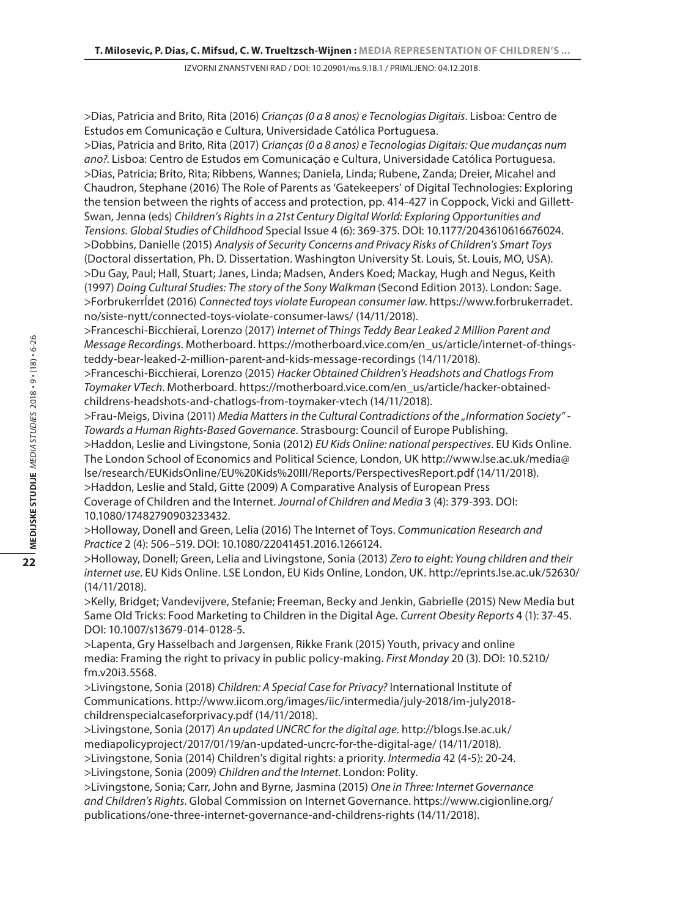>Dias, Patricia and Brito, Rita (2016) *Crianças (0 a 8 anos) e Tecnologias Digitais*. Lisboa: Centro de Estudos em Comunicação e Cultura, Universidade Católica Portuguesa.

>Dias, Patricia and Brito, Rita (2017) *Crianças (0 a 8 anos) e Tecnologias Digitais: Que mudanças num ano?*. Lisboa: Centro de Estudos em Comunicação e Cultura, Universidade Católica Portuguesa.

>Dias, Patricia; Brito, Rita; Ribbens, Wannes; Daniela, Linda; Rubene, Zanda; Dreier, Micahel and Chaudron, Stephane (2016) The Role of Parents as 'Gatekeepers' of Digital Technologies: Exploring the tension between the rights of access and protection, pp. 414-427 in Coppock, Vicki and Gillett-Swan, Jenna (eds) *Children's Rights in a 21st Century Digital World: Exploring Opportunities and Tensions*. *Global Studies of Childhood* Special Issue 4 (6): 369-375. DOI: 10.1177/2043610616676024.

>Dobbins, Danielle (2015) *Analysis of Security Concerns and Privacy Risks of Children's Smart Toys* (Doctoral dissertation, Ph. D. Dissertation. Washington University St. Louis, St. Louis, MO, USA).

>Du Gay, Paul; Hall, Stuart; Janes, Linda; Madsen, Anders Koed; Mackay, Hugh and Negus, Keith (1997) *Doing Cultural Studies: The story of the Sony Walkman* (Second Edition 2013). London: Sage.

>ForbrukerrĺÍdet (2016) *Connected toys violate European consumer law*. https://www.forbrukerradet.no/siste-nytt/connected-toys-violate-consumer-laws/ (14/11/2018).

>Franceschi-Bicchierai, Lorenzo (2017) *Internet of Things Teddy Bear Leaked 2 Million Parent and Message Recordings*. Motherboard. https://motherboard.vice.com/en_us/article/internet-of-things-teddy-bear-leaked-2-million-parent-and-kids-message-recordings (14/11/2018).

>Franceschi-Bicchierai, Lorenzo (2015) *Hacker Obtained Children's Headshots and Chatlogs From Toymaker VTech*. Motherboard. https://motherboard.vice.com/en_us/article/hacker-obtained-childrens-headshots-and-chatlogs-from-toymaker-vtech (14/11/2018).

>Frau-Meigs, Divina (2011) *Media Matters in the Cultural Contradictions of the „Information Society" - Towards a Human Rights-Based Governance*. Strasbourg: Council of Europe Publishing.

>Haddon, Leslie and Livingstone, Sonia (2012) *EU Kids Online: national perspectives*. EU Kids Online. The London School of Economics and Political Science, London, UK http://www.lse.ac.uk/media@lse/research/EUKidsOnline/EU%20Kids%20III/Reports/PerspectivesReport.pdf (14/11/2018).

>Haddon, Leslie and Stald, Gitte (2009) A Comparative Analysis of European Press Coverage of Children and the Internet. *Journal of Children and Media* 3 (4): 379-393. DOI: 10.1080/17482790903233432.

>Holloway, Donell and Green, Lelia (2016) The Internet of Toys. *Communication Research and Practice* 2 (4): 506–519. DOI: 10.1080/22041451.2016.1266124.

>Holloway, Donell; Green, Lelia and Livingstone, Sonia (2013) *Zero to eight: Young children and their internet use*. EU Kids Online. LSE London, EU Kids Online, London, UK. http://eprints.lse.ac.uk/52630/ (14/11/2018).

>Kelly, Bridget; Vandevijvere, Stefanie; Freeman, Becky and Jenkin, Gabrielle (2015) New Media but Same Old Tricks: Food Marketing to Children in the Digital Age. *Current Obesity Reports* 4 (1): 37-45. DOI: 10.1007/s13679-014-0128-5.

>Lapenta, Gry Hasselbach and Jørgensen, Rikke Frank (2015) Youth, privacy and online media: Framing the right to privacy in public policy-making. *First Monday* 20 (3). DOI: 10.5210/fm.v20i3.5568.

>Livingstone, Sonia (2018) *Children: A Special Case for Privacy?* International Institute of Communications. http://www.iicom.org/images/iic/intermedia/july-2018/im-july2018-childrenspecialcaseforprivacy.pdf (14/11/2018).

>Livingstone, Sonia (2017) *An updated UNCRC for the digital age*. http://blogs.lse.ac.uk/mediapolicyproject/2017/01/19/an-updated-uncrc-for-the-digital-age/ (14/11/2018).

>Livingstone, Sonia (2014) Children's digital rights: a priority. *Intermedia* 42 (4-5): 20-24.

>Livingstone, Sonia (2009) *Children and the Internet*. London: Polity.

>Livingstone, Sonia; Carr, John and Byrne, Jasmina (2015) *One in Three: Internet Governance and Children's Rights*. Global Commission on Internet Governance. https://www.cigionline.org/publications/one-three-internet-governance-and-childrens-rights (14/11/2018).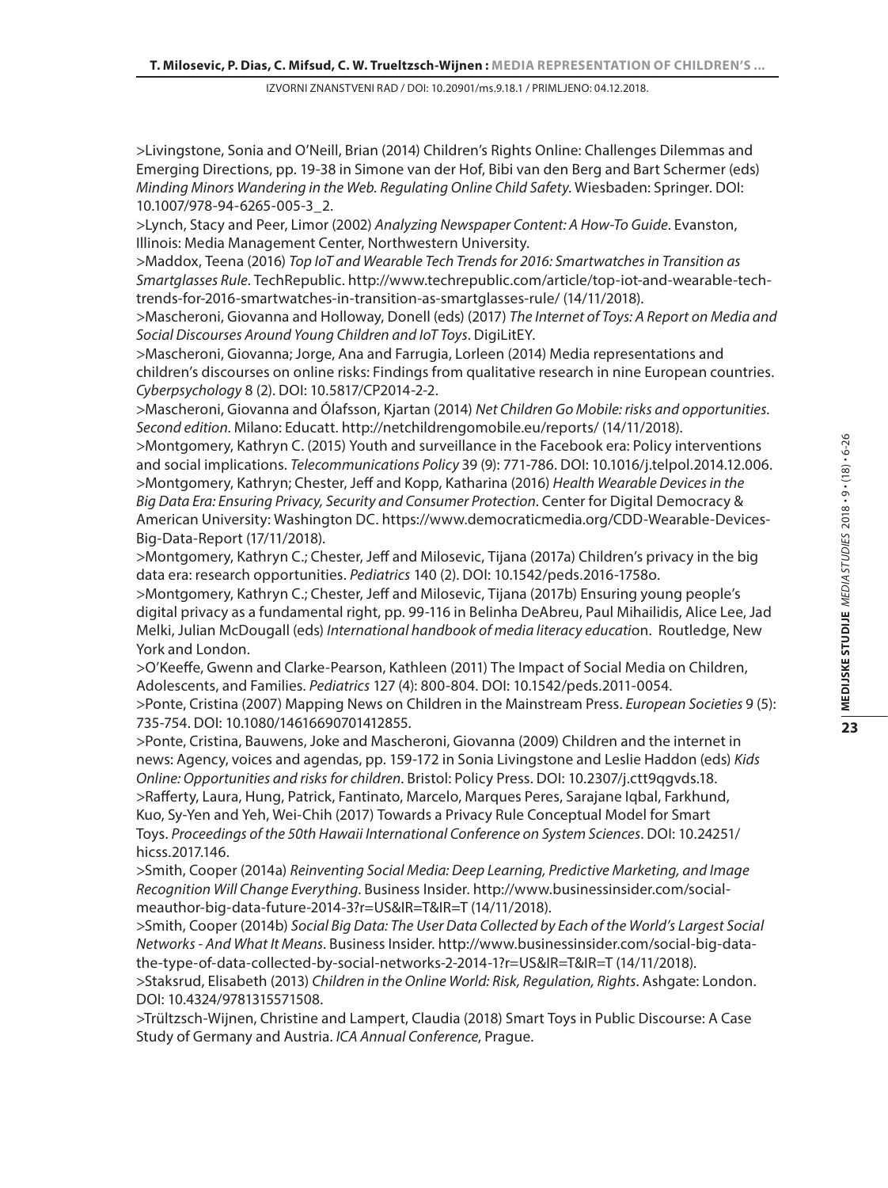>Livingstone, Sonia and O'Neill, Brian (2014) Children's Rights Online: Challenges Dilemmas and Emerging Directions, pp. 19-38 in Simone van der Hof, Bibi van den Berg and Bart Schermer (eds) *Minding Minors Wandering in the Web. Regulating Online Child Safety*. Wiesbaden: Springer. DOI: 10.1007/978-94-6265-005-3_2.

>Lynch, Stacy and Peer, Limor (2002) *Analyzing Newspaper Content: A How-To Guide*. Evanston, Illinois: Media Management Center, Northwestern University.

>Maddox, Teena (2016) *Top IoT and Wearable Tech Trends for 2016: Smartwatches in Transition as Smartglasses Rule*. TechRepublic. http://www.techrepublic.com/article/top-iot-and-wearable-tech-trends-for-2016-smartwatches-in-transition-as-smartglasses-rule/ (14/11/2018).

>Mascheroni, Giovanna and Holloway, Donell (eds) (2017) *The Internet of Toys: A Report on Media and Social Discourses Around Young Children and IoT Toys*. DigiLitEY.

>Mascheroni, Giovanna; Jorge, Ana and Farrugia, Lorleen (2014) Media representations and children's discourses on online risks: Findings from qualitative research in nine European countries. *Cyberpsychology* 8 (2). DOI: 10.5817/CP2014-2-2.

>Mascheroni, Giovanna and Ólafsson, Kjartan (2014) *Net Children Go Mobile: risks and opportunities. Second edition*. Milano: Educatt. http://netchildrengomobile.eu/reports/ (14/11/2018).

>Montgomery, Kathryn C. (2015) Youth and surveillance in the Facebook era: Policy interventions and social implications. *Telecommunications Policy* 39 (9): 771-786. DOI: 10.1016/j.telpol.2014.12.006.

>Montgomery, Kathryn; Chester, Jeff and Kopp, Katharina (2016) *Health Wearable Devices in the Big Data Era: Ensuring Privacy, Security and Consumer Protection*. Center for Digital Democracy & American University: Washington DC. https://www.democraticmedia.org/CDD-Wearable-Devices-Big-Data-Report (17/11/2018).

>Montgomery, Kathryn C.; Chester, Jeff and Milosevic, Tijana (2017a) Children's privacy in the big data era: research opportunities. *Pediatrics* 140 (2). DOI: 10.1542/peds.2016-1758o.

>Montgomery, Kathryn C.; Chester, Jeff and Milosevic, Tijana (2017b) Ensuring young people's digital privacy as a fundamental right, pp. 99-116 in Belinha DeAbreu, Paul Mihailidis, Alice Lee, Jad Melki, Julian McDougall (eds) *International handbook of media literacy educati*on. Routledge, New York and London.

>O'Keeffe, Gwenn and Clarke-Pearson, Kathleen (2011) The Impact of Social Media on Children, Adolescents, and Families. *Pediatrics* 127 (4): 800-804. DOI: 10.1542/peds.2011-0054.

>Ponte, Cristina (2007) Mapping News on Children in the Mainstream Press. *European Societies* 9 (5): 735-754. DOI: 10.1080/14616690701412855.

>Ponte, Cristina, Bauwens, Joke and Mascheroni, Giovanna (2009) Children and the internet in news: Agency, voices and agendas, pp. 159-172 in Sonia Livingstone and Leslie Haddon (eds) *Kids Online: Opportunities and risks for children*. Bristol: Policy Press. DOI: 10.2307/j.ctt9qgvds.18.

>Rafferty, Laura, Hung, Patrick, Fantinato, Marcelo, Marques Peres, Sarajane Iqbal, Farkhund, Kuo, Sy-Yen and Yeh, Wei-Chih (2017) Towards a Privacy Rule Conceptual Model for Smart Toys. *Proceedings of the 50th Hawaii International Conference on System Sciences*. DOI: 10.24251/hicss.2017.146.

>Smith, Cooper (2014a) *Reinventing Social Media: Deep Learning, Predictive Marketing, and Image Recognition Will Change Everything*. Business Insider. http://www.businessinsider.com/social-meauthor-big-data-future-2014-3?r=US&IR=T&IR=T (14/11/2018).

>Smith, Cooper (2014b) *Social Big Data: The User Data Collected by Each of the World's Largest Social Networks - And What It Means*. Business Insider. http://www.businessinsider.com/social-big-data-the-type-of-data-collected-by-social-networks-2-2014-1?r=US&IR=T&IR=T (14/11/2018).

>Staksrud, Elisabeth (2013) *Children in the Online World: Risk, Regulation, Rights*. Ashgate: London. DOI: 10.4324/9781315571508.

>Trültzsch-Wijnen, Christine and Lampert, Claudia (2018) Smart Toys in Public Discourse: A Case Study of Germany and Austria. *ICA Annual Conference*, Prague.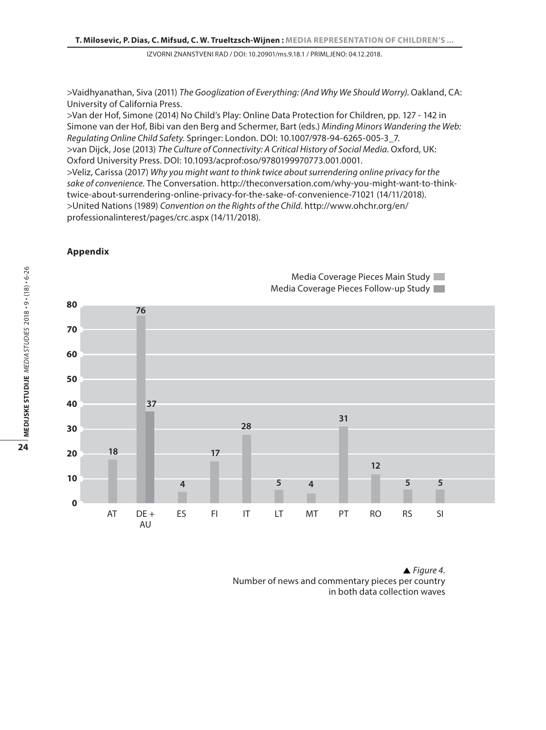>Vaidhyanathan, Siva (2011) *The Googlization of Everything: (And Why We Should Worry)*. Oakland, CA: University of California Press.
>Van der Hof, Simone (2014) No Child's Play: Online Data Protection for Children, pp. 127 - 142 in Simone van der Hof, Bibi van den Berg and Schermer, Bart (eds.) *Minding Minors Wandering the Web: Regulating Online Child Safety.* Springer: London. DOI: 10.1007/978-94-6265-005-3_7.
>van Dijck, Jose (2013) *The Culture of Connectivity: A Critical History of Social Media*. Oxford, UK: Oxford University Press. DOI: 10.1093/acprof:oso/9780199970773.001.0001.
>Veliz, Carissa (2017) *Why you might want to think twice about surrendering online privacy for the sake of convenience.* The Conversation. http://theconversation.com/why-you-might-want-to-think-twice-about-surrendering-online-privacy-for-the-sake-of-convenience-71021 (14/11/2018).
>United Nations (1989) *Convention on the Rights of the Child*. http://www.ohchr.org/en/professionalinterest/pages/crc.aspx (14/11/2018).

## Appendix

| Country | Media Coverage Pieces Main Study | Media Coverage Pieces Follow-up Study |
|---|---|---|
| AT | 18 | |
| DE + AU | 76 | 37 |
| ES | 4 | |
| FI | 17 | |
| IT | 28 | |
| LT | 5 | |
| MT | 4 | |
| PT | 31 | |
| RO | 12 | |
| RS | 5 | |
| SI | 5 | |

▲ *Figure 4.*
Number of news and commentary pieces per country in both data collection waves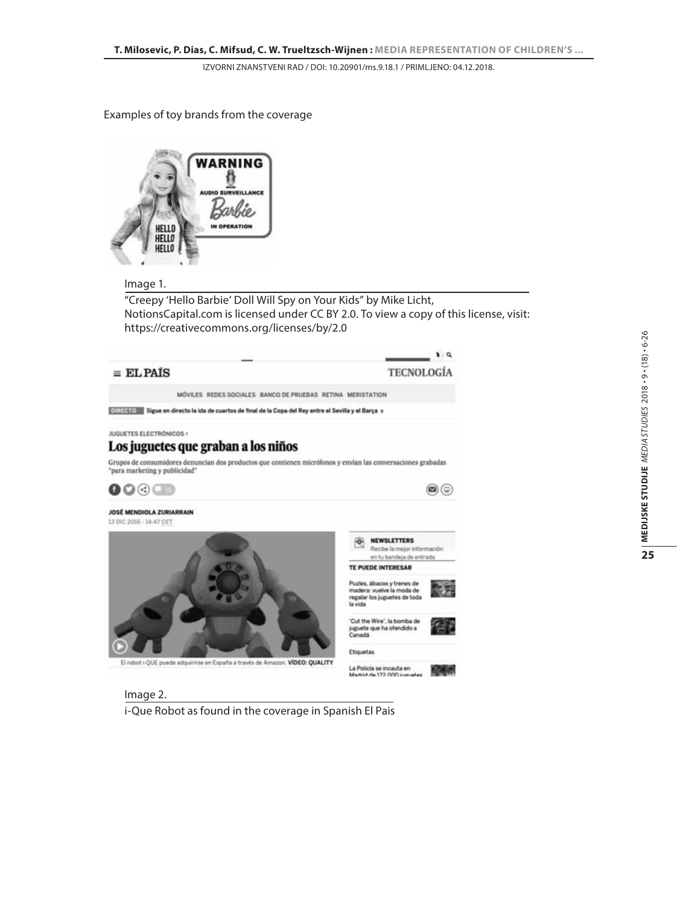Examples of toy brands from the coverage

Image 1.

"Creepy 'Hello Barbie' Doll Will Spy on Your Kids" by Mike Licht, NotionsCapital.com is licensed under CC BY 2.0. To view a copy of this license, visit: https://creativecommons.org/licenses/by/2.0

Image 2.

i-Que Robot as found in the coverage in Spanish El Pais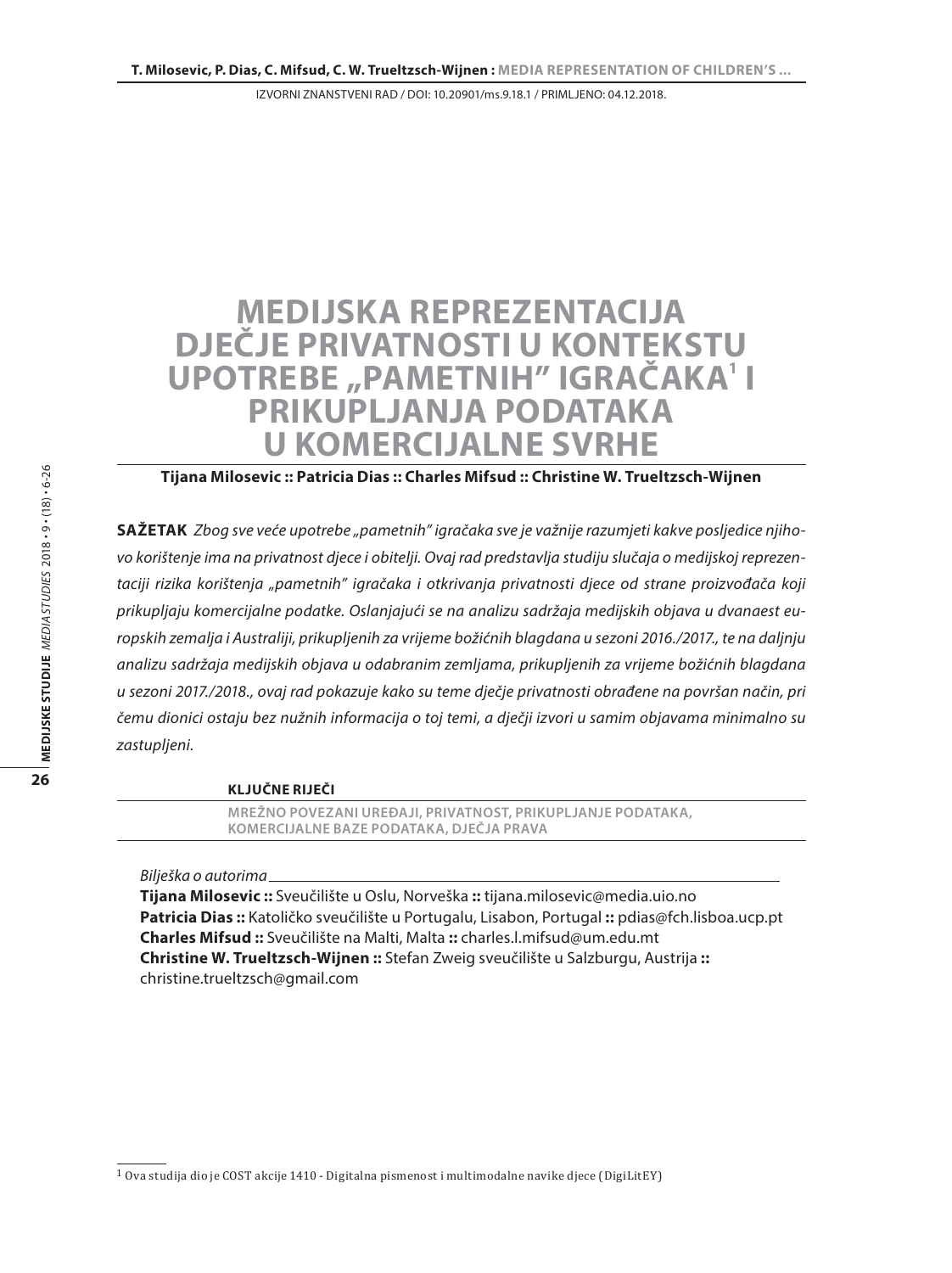IZVORNI ZNANSTVENI RAD / DOI: 10.20901/ms.9.18.1 / PRIMLJENO: 04.12.2018.

# MEDIJSKA REPREZENTACIJA DJEČJE PRIVATNOSTI U KONTEKSTU UPOTREBE „PAMETNIH" IGRAČAKA[1] I PRIKUPLJANJA PODATAKA U KOMERCIJALNE SVRHE

**Tijana Milosevic :: Patricia Dias :: Charles Mifsud :: Christine W. Trueltzsch-Wijnen**

**SAŽETAK** *Zbog sve veće upotrebe „pametnih" igračaka sve je važnije razumjeti kakve posljedice njihovo korištenje ima na privatnost djece i obitelji. Ovaj rad predstavlja studiju slučaja o medijskoj reprezentaciji rizika korištenja „pametnih" igračaka i otkrivanja privatnosti djece od strane proizvođača koji prikupljaju komercijalne podatke. Oslanjajući se na analizu sadržaja medijskih objava u dvanaest europskih zemalja i Australiji, prikupljenih za vrijeme božićnih blagdana u sezoni 2016./2017., te na daljnju analizu sadržaja medijskih objava u odabranim zemljama, prikupljenih za vrijeme božićnih blagdana u sezoni 2017./2018., ovaj rad pokazuje kako su teme dječje privatnosti obrađene na površan način, pri čemu dionici ostaju bez nužnih informacija o toj temi, a dječji izvori u samim objavama minimalno su zastupljeni.*

**KLJUČNE RIJEČI**

MREŽNO POVEZANI UREĐAJI, PRIVATNOST, PRIKUPLJANJE PODATAKA, KOMERCIJALNE BAZE PODATAKA, DJEČJA PRAVA

*Bilješka o autorima*

**Tijana Milosevic ::** Sveučilište u Oslu, Norveška **::** tijana.milosevic@media.uio.no
**Patricia Dias ::** Katoličko sveučilište u Portugalu, Lisabon, Portugal **::** pdias@fch.lisboa.ucp.pt
**Charles Mifsud ::** Sveučilište na Malti, Malta **::** charles.l.mifsud@um.edu.mt
**Christine W. Trueltzsch-Wijnen ::** Stefan Zweig sveučilište u Salzburgu, Austrija **::** christine.trueltzsch@gmail.com

[1] Ova studija dio je COST akcije 1410 - Digitalna pismenost i multimodalne navike djece (DigiLitEY)